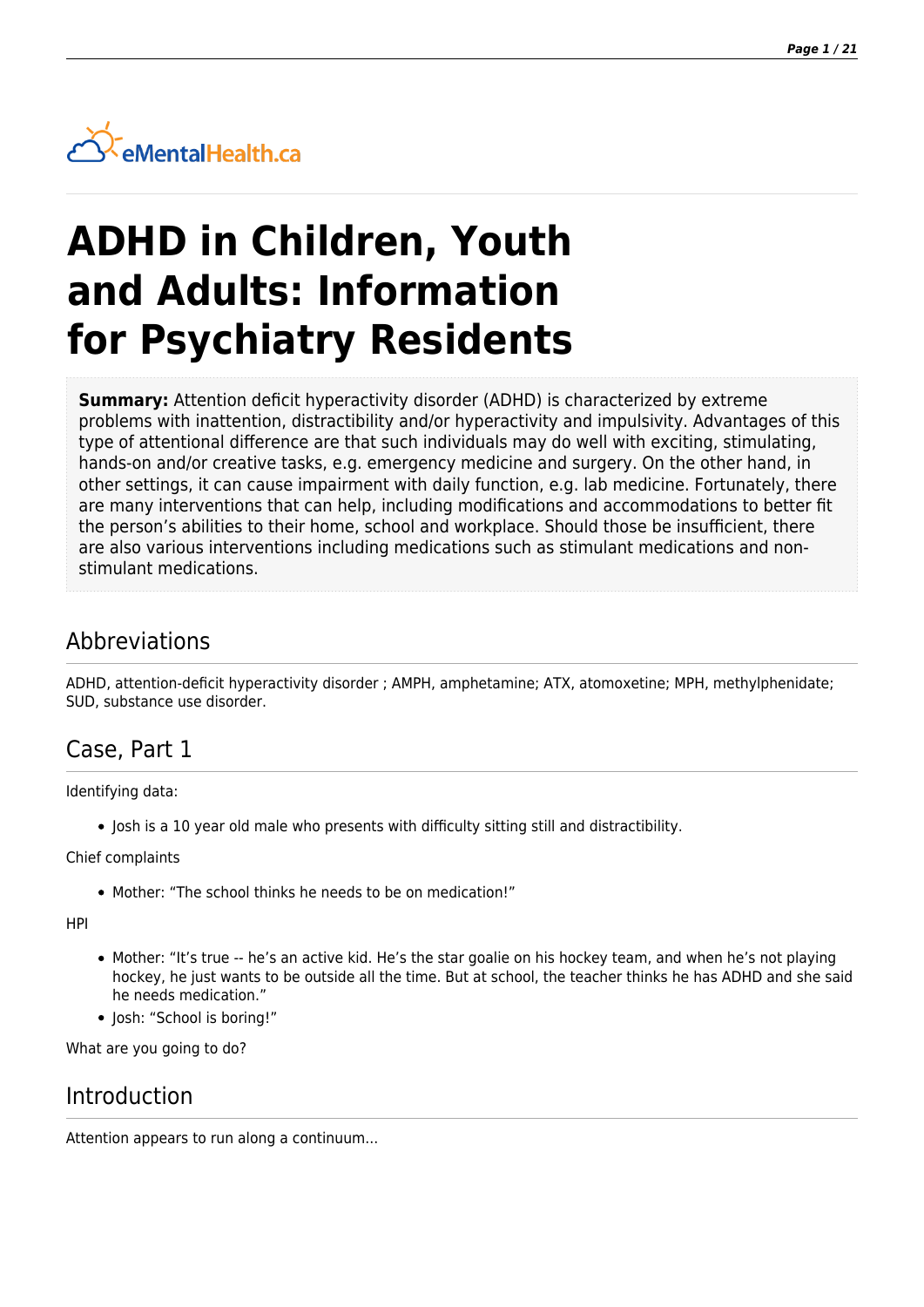eMentalHealth.ca

# ADHD in Children, Youth and Adults: Information for Psychiatry Residents

**Summary:** Attention deficit hyperactivity disorder (ADHD) is characterized by extreme problems with inattention, distractibility and/or hyperactivity and impulsivity. Advantages of this type of attentional difference are that such individuals may do well with exciting, stimulating, hands-on and/or creative tasks, e.g. emergency medicine and surgery. On the other hand, in other settings, it can cause impairment with daily function, e.g. lab medicine. Fortunately, there are many interventions that can help, including modifications and accommodations to better fit the person's abilities to their home, school and workplace. Should those be insufficient, there are also various interventions including medications such as stimulant medications and non-stimulant medications.

## Abbreviations

ADHD, attention-deficit hyperactivity disorder ; AMPH, amphetamine; ATX, atomoxetine; MPH, methylphenidate; SUD, substance use disorder.

## Case, Part 1

Identifying data:

- Josh is a 10 year old male who presents with difficulty sitting still and distractibility.

Chief complaints

- Mother: "The school thinks he needs to be on medication!"

HPI

- Mother: "It's true -- he's an active kid. He's the star goalie on his hockey team, and when he's not playing hockey, he just wants to be outside all the time. But at school, the teacher thinks he has ADHD and she said he needs medication."
- Josh: "School is boring!"

What are you going to do?

## Introduction

Attention appears to run along a continuum...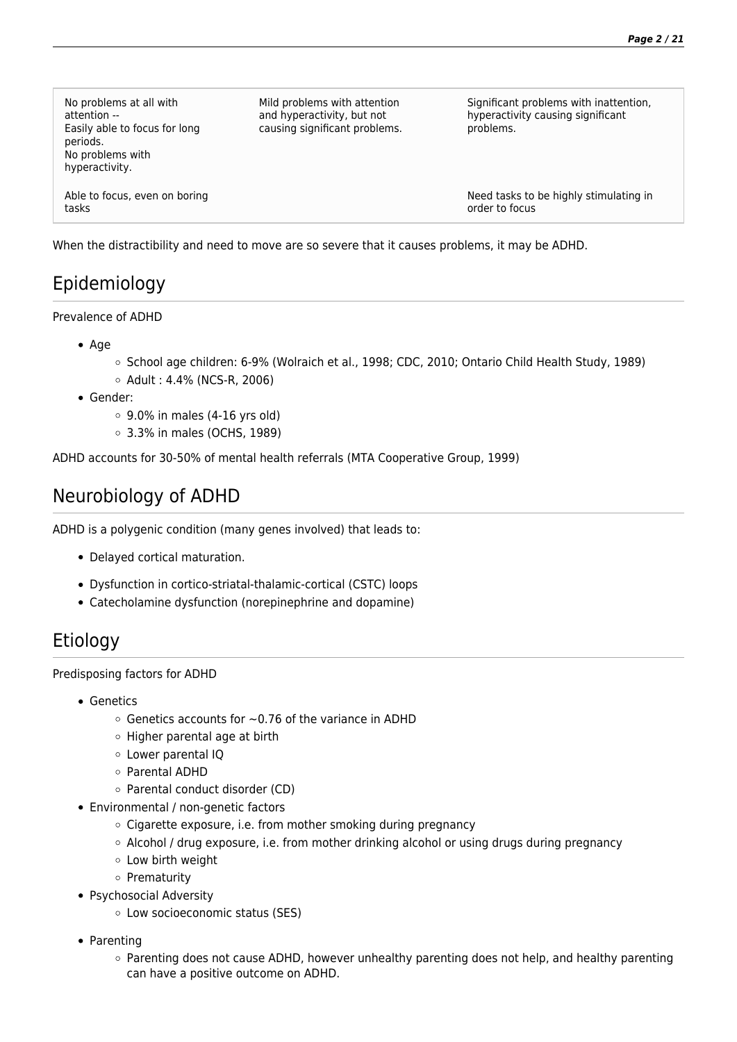| No problems at all with attention -- Easily able to focus for long periods. No problems with hyperactivity. | Mild problems with attention and hyperactivity, but not causing significant problems. | Significant problems with inattention, hyperactivity causing significant problems. |
|---|---|---|
| Able to focus, even on boring tasks | | Need tasks to be highly stimulating in order to focus |

When the distractibility and need to move are so severe that it causes problems, it may be ADHD.

## Epidemiology

Prevalence of ADHD

- Age
  - School age children: 6-9% (Wolraich et al., 1998; CDC, 2010; Ontario Child Health Study, 1989)
  - Adult : 4.4% (NCS-R, 2006)
- Gender:
  - 9.0% in males (4-16 yrs old)
  - 3.3% in males (OCHS, 1989)

ADHD accounts for 30-50% of mental health referrals (MTA Cooperative Group, 1999)

## Neurobiology of ADHD

ADHD is a polygenic condition (many genes involved) that leads to:

- Delayed cortical maturation.
- Dysfunction in cortico-striatal-thalamic-cortical (CSTC) loops
- Catecholamine dysfunction (norepinephrine and dopamine)

## Etiology

Predisposing factors for ADHD

- Genetics
  - Genetics accounts for ~0.76 of the variance in ADHD
  - Higher parental age at birth
  - Lower parental IQ
  - Parental ADHD
  - Parental conduct disorder (CD)
- Environmental / non-genetic factors
  - Cigarette exposure, i.e. from mother smoking during pregnancy
  - Alcohol / drug exposure, i.e. from mother drinking alcohol or using drugs during pregnancy
  - Low birth weight
  - Prematurity
- Psychosocial Adversity
  - Low socioeconomic status (SES)
- Parenting
  - Parenting does not cause ADHD, however unhealthy parenting does not help, and healthy parenting can have a positive outcome on ADHD.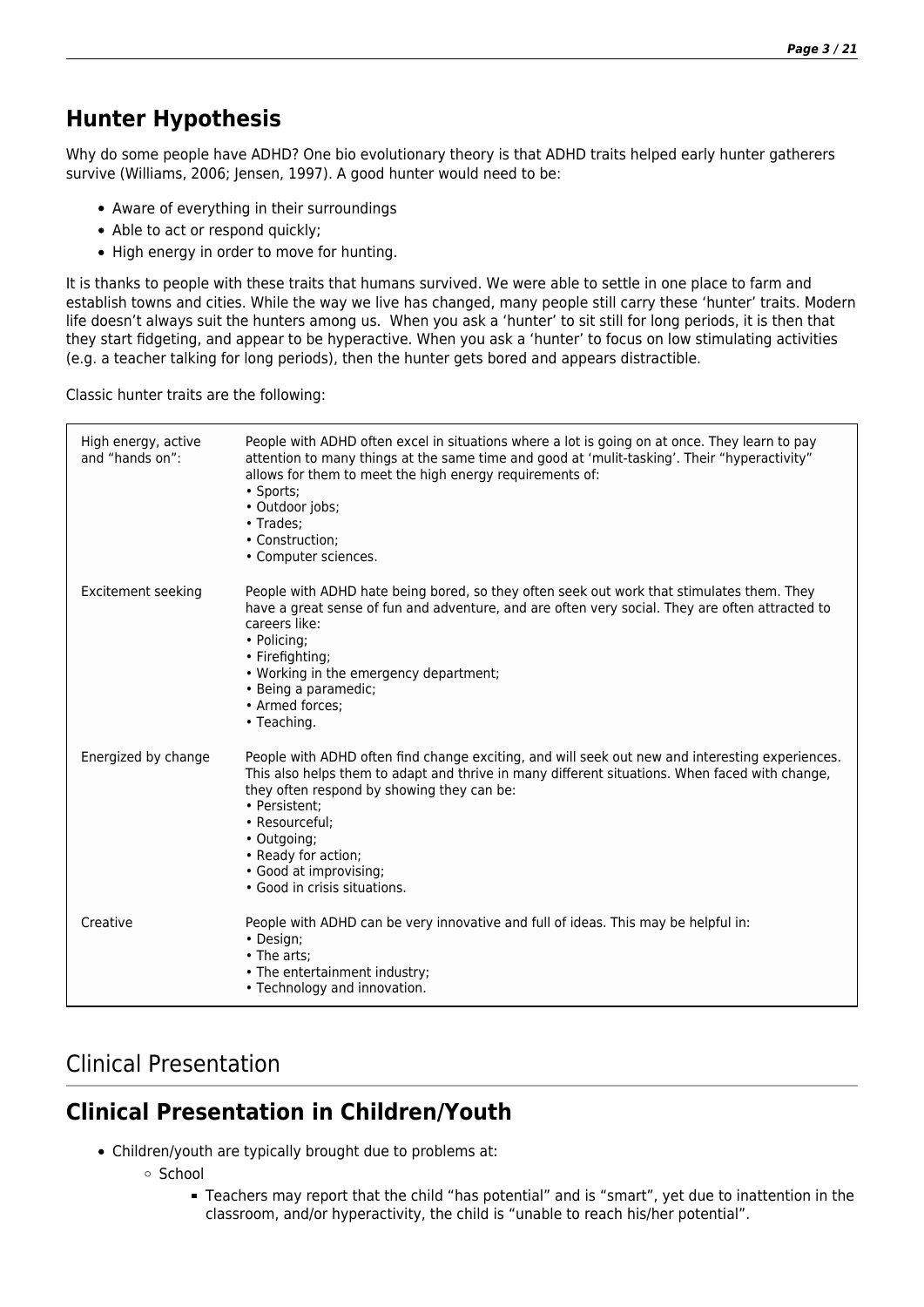## Hunter Hypothesis

Why do some people have ADHD? One bio evolutionary theory is that ADHD traits helped early hunter gatherers survive (Williams, 2006; Jensen, 1997). A good hunter would need to be:

- Aware of everything in their surroundings
- Able to act or respond quickly;
- High energy in order to move for hunting.

It is thanks to people with these traits that humans survived. We were able to settle in one place to farm and establish towns and cities. While the way we live has changed, many people still carry these 'hunter' traits. Modern life doesn't always suit the hunters among us. When you ask a 'hunter' to sit still for long periods, it is then that they start fidgeting, and appear to be hyperactive. When you ask a 'hunter' to focus on low stimulating activities (e.g. a teacher talking for long periods), then the hunter gets bored and appears distractible.

Classic hunter traits are the following:

| | |
|---|---|
| High energy, active and "hands on": | People with ADHD often excel in situations where a lot is going on at once. They learn to pay attention to many things at the same time and good at 'mulit-tasking'. Their "hyperactivity" allows for them to meet the high energy requirements of:<br>• Sports;<br>• Outdoor jobs;<br>• Trades;<br>• Construction;<br>• Computer sciences. |
| Excitement seeking | People with ADHD hate being bored, so they often seek out work that stimulates them. They have a great sense of fun and adventure, and are often very social. They are often attracted to careers like:<br>• Policing;<br>• Firefighting;<br>• Working in the emergency department;<br>• Being a paramedic;<br>• Armed forces;<br>• Teaching. |
| Energized by change | People with ADHD often find change exciting, and will seek out new and interesting experiences. This also helps them to adapt and thrive in many different situations. When faced with change, they often respond by showing they can be:<br>• Persistent;<br>• Resourceful;<br>• Outgoing;<br>• Ready for action;<br>• Good at improvising;<br>• Good in crisis situations. |
| Creative | People with ADHD can be very innovative and full of ideas. This may be helpful in:<br>• Design;<br>• The arts;<br>• The entertainment industry;<br>• Technology and innovation. |

# Clinical Presentation

## Clinical Presentation in Children/Youth

- Children/youth are typically brought due to problems at:
  - School
    - Teachers may report that the child "has potential" and is "smart", yet due to inattention in the classroom, and/or hyperactivity, the child is "unable to reach his/her potential".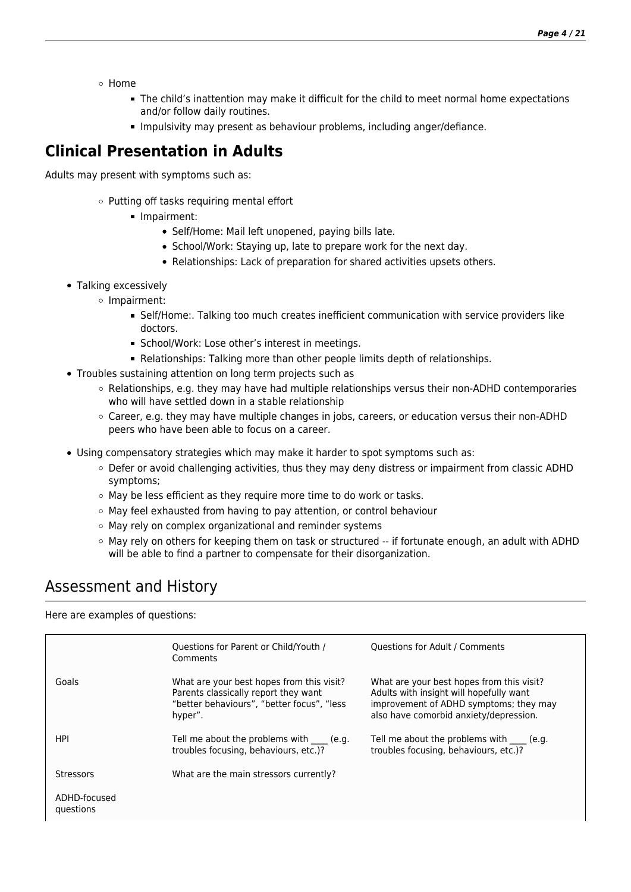- Home
  - The child's inattention may make it difficult for the child to meet normal home expectations and/or follow daily routines.
  - Impulsivity may present as behaviour problems, including anger/defiance.

## Clinical Presentation in Adults

Adults may present with symptoms such as:

- Putting off tasks requiring mental effort
  - Impairment:
    - Self/Home: Mail left unopened, paying bills late.
    - School/Work: Staying up, late to prepare work for the next day.
    - Relationships: Lack of preparation for shared activities upsets others.

- Talking excessively
  - Impairment:
    - Self/Home:. Talking too much creates inefficient communication with service providers like doctors.
    - School/Work: Lose other's interest in meetings.
    - Relationships: Talking more than other people limits depth of relationships.
- Troubles sustaining attention on long term projects such as
  - Relationships, e.g. they may have had multiple relationships versus their non-ADHD contemporaries who will have settled down in a stable relationship
  - Career, e.g. they may have multiple changes in jobs, careers, or education versus their non-ADHD peers who have been able to focus on a career.
- Using compensatory strategies which may make it harder to spot symptoms such as:
  - Defer or avoid challenging activities, thus they may deny distress or impairment from classic ADHD symptoms;
  - May be less efficient as they require more time to do work or tasks.
  - May feel exhausted from having to pay attention, or control behaviour
  - May rely on complex organizational and reminder systems
  - May rely on others for keeping them on task or structured -- if fortunate enough, an adult with ADHD will be able to find a partner to compensate for their disorganization.

## Assessment and History

Here are examples of questions:

| | Questions for Parent or Child/Youth / Comments | Questions for Adult / Comments |
|---|---|---|
| Goals | What are your best hopes from this visit? Parents classically report they want "better behaviours", "better focus", "less hyper". | What are your best hopes from this visit? Adults with insight will hopefully want improvement of ADHD symptoms; they may also have comorbid anxiety/depression. |
| HPI | Tell me about the problems with ____ (e.g. troubles focusing, behaviours, etc.)? | Tell me about the problems with ____ (e.g. troubles focusing, behaviours, etc.)? |
| Stressors | What are the main stressors currently? | |
| ADHD-focused questions | | |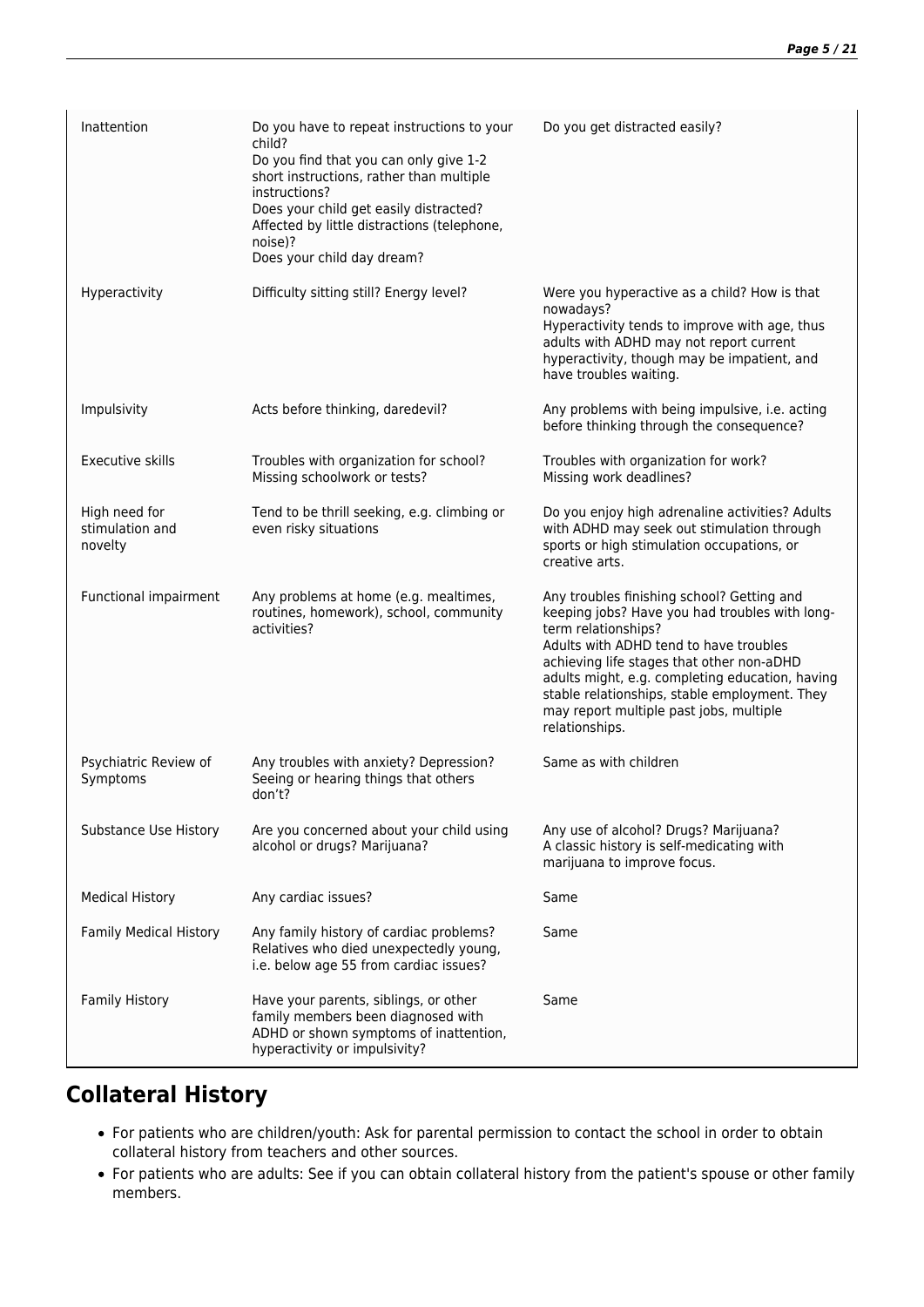| | | |
|---|---|---|
| Inattention | Do you have to repeat instructions to your child?<br>Do you find that you can only give 1-2 short instructions, rather than multiple instructions?<br>Does your child get easily distracted? Affected by little distractions (telephone, noise)?<br>Does your child day dream? | Do you get distracted easily? |
| Hyperactivity | Difficulty sitting still? Energy level? | Were you hyperactive as a child? How is that nowadays?<br>Hyperactivity tends to improve with age, thus adults with ADHD may not report current hyperactivity, though may be impatient, and have troubles waiting. |
| Impulsivity | Acts before thinking, daredevil? | Any problems with being impulsive, i.e. acting before thinking through the consequence? |
| Executive skills | Troubles with organization for school?<br>Missing schoolwork or tests? | Troubles with organization for work?<br>Missing work deadlines? |
| High need for stimulation and novelty | Tend to be thrill seeking, e.g. climbing or even risky situations | Do you enjoy high adrenaline activities? Adults with ADHD may seek out stimulation through sports or high stimulation occupations, or creative arts. |
| Functional impairment | Any problems at home (e.g. mealtimes, routines, homework), school, community activities? | Any troubles finishing school? Getting and keeping jobs? Have you had troubles with long-term relationships?<br>Adults with ADHD tend to have troubles achieving life stages that other non-aDHD adults might, e.g. completing education, having stable relationships, stable employment. They may report multiple past jobs, multiple relationships. |
| Psychiatric Review of Symptoms | Any troubles with anxiety? Depression? Seeing or hearing things that others don't? | Same as with children |
| Substance Use History | Are you concerned about your child using alcohol or drugs? Marijuana? | Any use of alcohol? Drugs? Marijuana?<br>A classic history is self-medicating with marijuana to improve focus. |
| Medical History | Any cardiac issues? | Same |
| Family Medical History | Any family history of cardiac problems? Relatives who died unexpectedly young, i.e. below age 55 from cardiac issues? | Same |
| Family History | Have your parents, siblings, or other family members been diagnosed with ADHD or shown symptoms of inattention, hyperactivity or impulsivity? | Same |

## Collateral History

- For patients who are children/youth: Ask for parental permission to contact the school in order to obtain collateral history from teachers and other sources.
- For patients who are adults: See if you can obtain collateral history from the patient's spouse or other family members.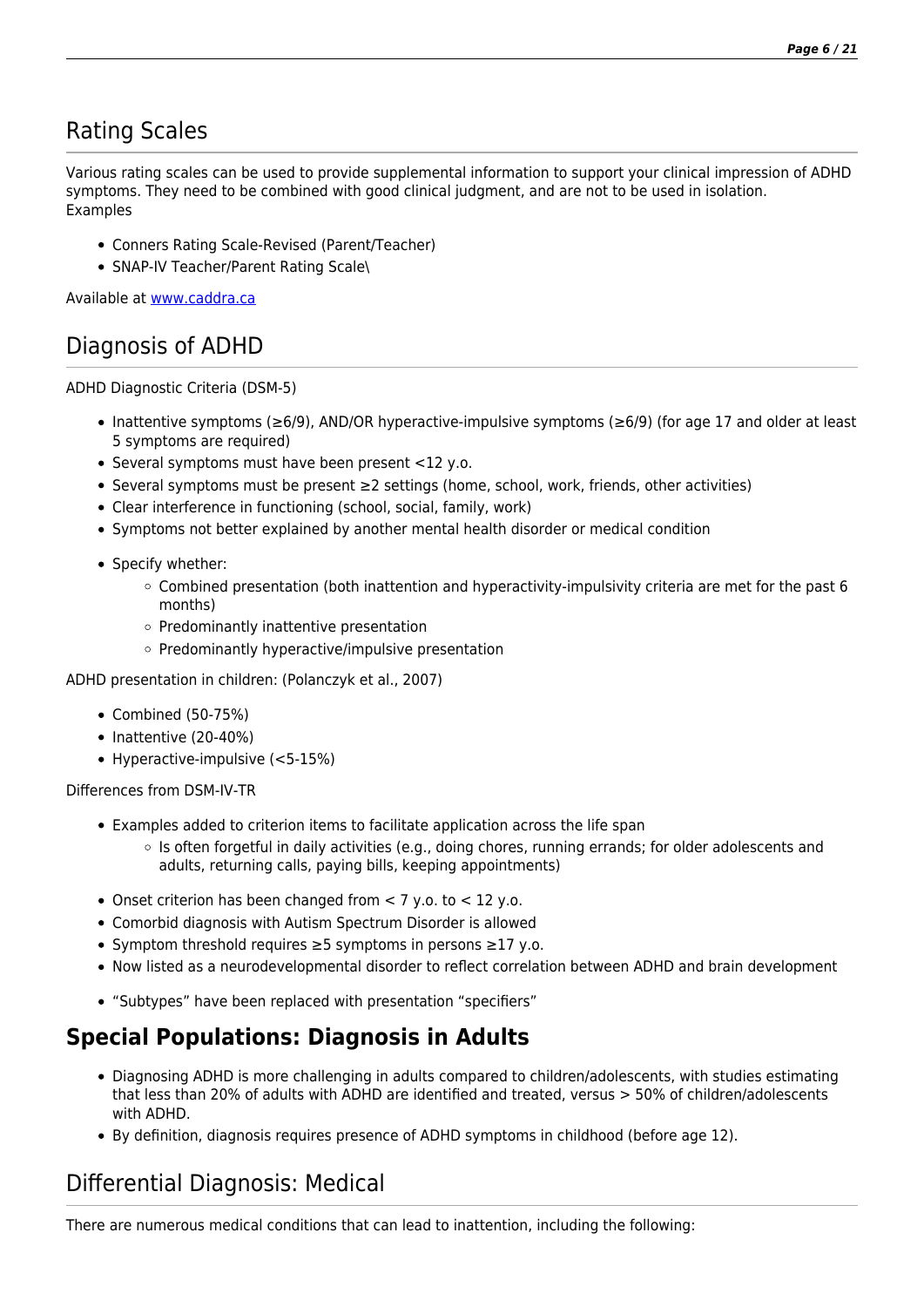## Rating Scales

Various rating scales can be used to provide supplemental information to support your clinical impression of ADHD symptoms. They need to be combined with good clinical judgment, and are not to be used in isolation.
Examples

- Conners Rating Scale-Revised (Parent/Teacher)
- SNAP-IV Teacher/Parent Rating Scale\

Available at [www.caddra.ca](http://www.caddra.ca)

## Diagnosis of ADHD

ADHD Diagnostic Criteria (DSM-5)

- Inattentive symptoms (≥6/9), AND/OR hyperactive-impulsive symptoms (≥6/9) (for age 17 and older at least 5 symptoms are required)
- Several symptoms must have been present <12 y.o.
- Several symptoms must be present ≥2 settings (home, school, work, friends, other activities)
- Clear interference in functioning (school, social, family, work)
- Symptoms not better explained by another mental health disorder or medical condition

- Specify whether:
  - Combined presentation (both inattention and hyperactivity-impulsivity criteria are met for the past 6 months)
  - Predominantly inattentive presentation
  - Predominantly hyperactive/impulsive presentation

ADHD presentation in children: (Polanczyk et al., 2007)

- Combined (50-75%)
- Inattentive (20-40%)
- Hyperactive-impulsive (<5-15%)

Differences from DSM-IV-TR

- Examples added to criterion items to facilitate application across the life span
  - Is often forgetful in daily activities (e.g., doing chores, running errands; for older adolescents and adults, returning calls, paying bills, keeping appointments)

- Onset criterion has been changed from < 7 y.o. to < 12 y.o.
- Comorbid diagnosis with Autism Spectrum Disorder is allowed
- Symptom threshold requires ≥5 symptoms in persons ≥17 y.o.
- Now listed as a neurodevelopmental disorder to reflect correlation between ADHD and brain development

- "Subtypes" have been replaced with presentation "specifiers"

## **Special Populations: Diagnosis in Adults**

- Diagnosing ADHD is more challenging in adults compared to children/adolescents, with studies estimating that less than 20% of adults with ADHD are identified and treated, versus > 50% of children/adolescents with ADHD.
- By definition, diagnosis requires presence of ADHD symptoms in childhood (before age 12).

## Differential Diagnosis: Medical

There are numerous medical conditions that can lead to inattention, including the following: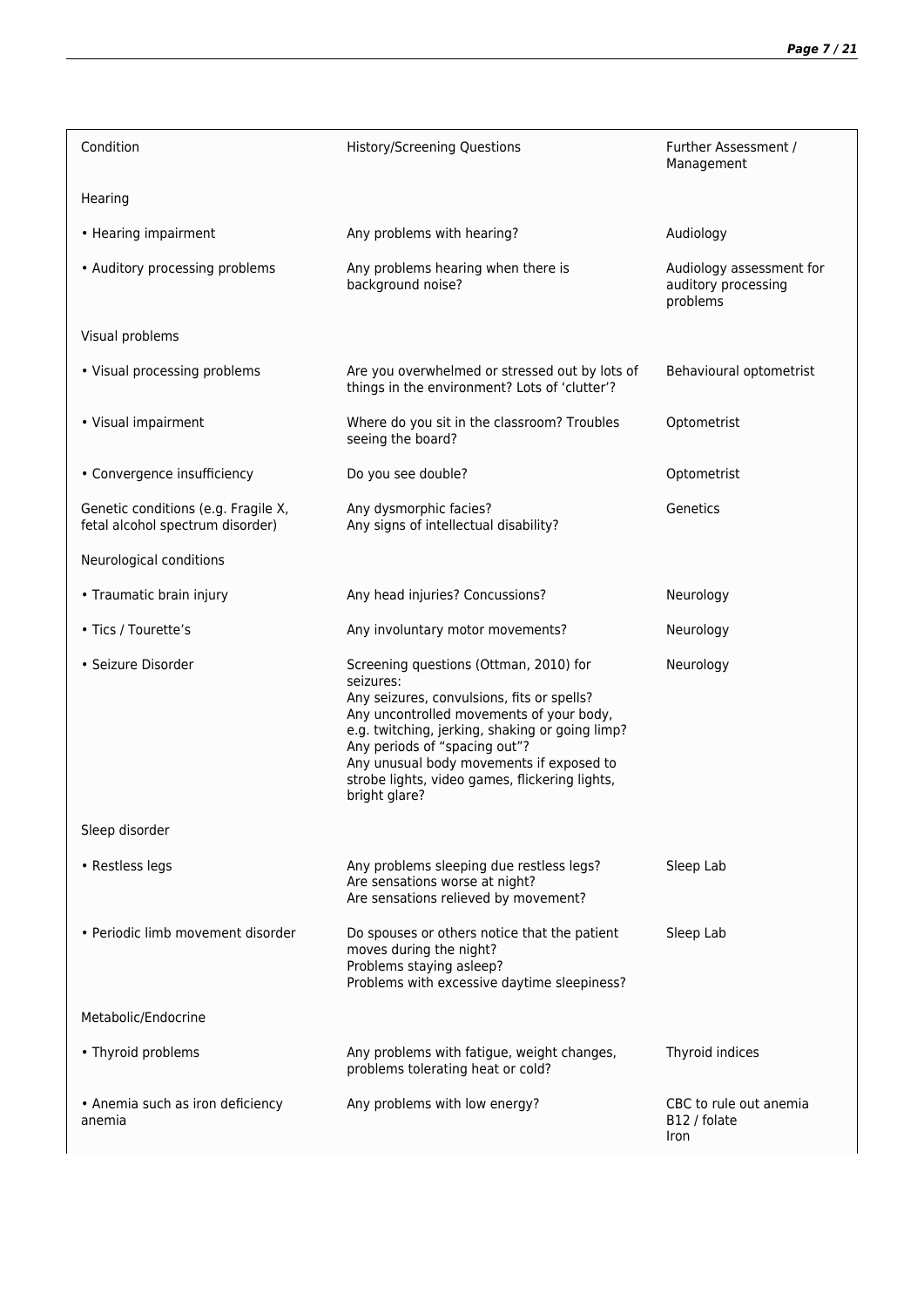| Condition | History/Screening Questions | Further Assessment / Management |
|---|---|---|
| Hearing | | |
| • Hearing impairment | Any problems with hearing? | Audiology |
| • Auditory processing problems | Any problems hearing when there is background noise? | Audiology assessment for auditory processing problems |
| Visual problems | | |
| • Visual processing problems | Are you overwhelmed or stressed out by lots of things in the environment? Lots of 'clutter'? | Behavioural optometrist |
| • Visual impairment | Where do you sit in the classroom? Troubles seeing the board? | Optometrist |
| • Convergence insufficiency | Do you see double? | Optometrist |
| Genetic conditions (e.g. Fragile X, fetal alcohol spectrum disorder) | Any dysmorphic facies?<br>Any signs of intellectual disability? | Genetics |
| Neurological conditions | | |
| • Traumatic brain injury | Any head injuries? Concussions? | Neurology |
| • Tics / Tourette's | Any involuntary motor movements? | Neurology |
| • Seizure Disorder | Screening questions (Ottman, 2010) for seizures:<br>Any seizures, convulsions, fits or spells?<br>Any uncontrolled movements of your body, e.g. twitching, jerking, shaking or going limp?<br>Any periods of "spacing out"?<br>Any unusual body movements if exposed to strobe lights, video games, flickering lights, bright glare? | Neurology |
| Sleep disorder | | |
| • Restless legs | Any problems sleeping due restless legs?<br>Are sensations worse at night?<br>Are sensations relieved by movement? | Sleep Lab |
| • Periodic limb movement disorder | Do spouses or others notice that the patient moves during the night?<br>Problems staying asleep?<br>Problems with excessive daytime sleepiness? | Sleep Lab |
| Metabolic/Endocrine | | |
| • Thyroid problems | Any problems with fatigue, weight changes, problems tolerating heat or cold? | Thyroid indices |
| • Anemia such as iron deficiency anemia | Any problems with low energy? | CBC to rule out anemia<br>B12 / folate<br>Iron |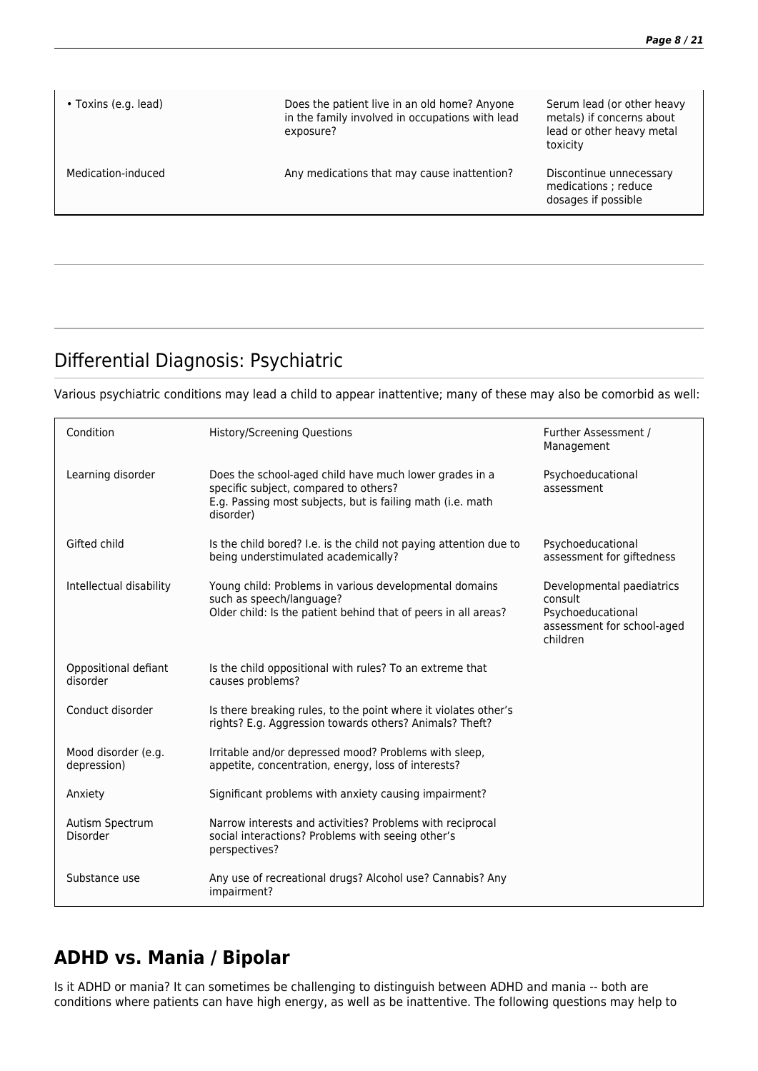| | | |
|---|---|---|
| • Toxins (e.g. lead) | Does the patient live in an old home? Anyone in the family involved in occupations with lead exposure? | Serum lead (or other heavy metals) if concerns about lead or other heavy metal toxicity |
| Medication-induced | Any medications that may cause inattention? | Discontinue unnecessary medications ; reduce dosages if possible |

## Differential Diagnosis: Psychiatric

Various psychiatric conditions may lead a child to appear inattentive; many of these may also be comorbid as well:

| Condition | History/Screening Questions | Further Assessment / Management |
|---|---|---|
| Learning disorder | Does the school-aged child have much lower grades in a specific subject, compared to others?<br>E.g. Passing most subjects, but is failing math (i.e. math disorder) | Psychoeducational assessment |
| Gifted child | Is the child bored? I.e. is the child not paying attention due to being understimulated academically? | Psychoeducational assessment for giftedness |
| Intellectual disability | Young child: Problems in various developmental domains such as speech/language?<br>Older child: Is the patient behind that of peers in all areas? | Developmental paediatrics consult<br>Psychoeducational assessment for school-aged children |
| Oppositional defiant disorder | Is the child oppositional with rules? To an extreme that causes problems? | |
| Conduct disorder | Is there breaking rules, to the point where it violates other's rights? E.g. Aggression towards others? Animals? Theft? | |
| Mood disorder (e.g. depression) | Irritable and/or depressed mood? Problems with sleep, appetite, concentration, energy, loss of interests? | |
| Anxiety | Significant problems with anxiety causing impairment? | |
| Autism Spectrum Disorder | Narrow interests and activities? Problems with reciprocal social interactions? Problems with seeing other's perspectives? | |
| Substance use | Any use of recreational drugs? Alcohol use? Cannabis? Any impairment? | |

## ADHD vs. Mania / Bipolar

Is it ADHD or mania? It can sometimes be challenging to distinguish between ADHD and mania -- both are conditions where patients can have high energy, as well as be inattentive. The following questions may help to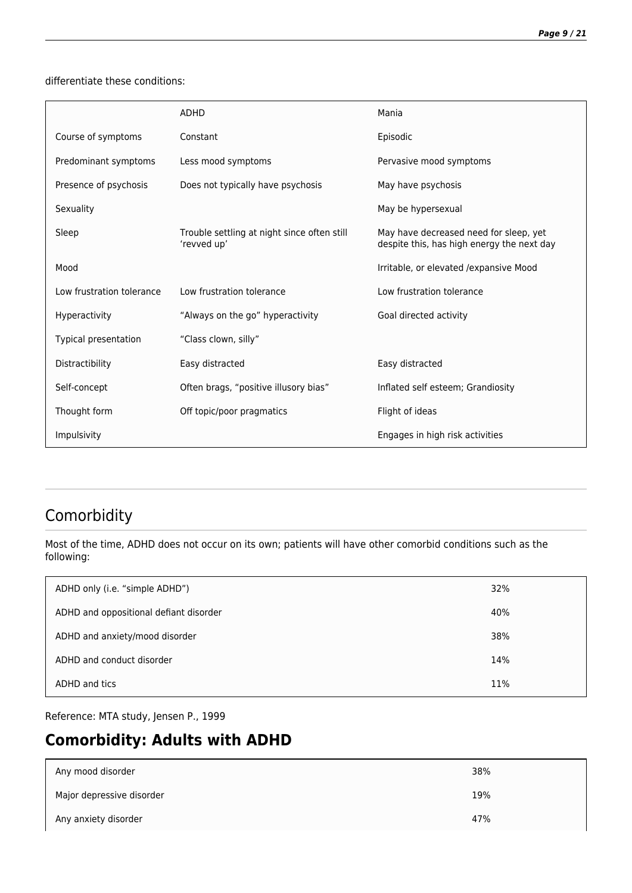differentiate these conditions:

| | ADHD | Mania |
|---|---|---|
| Course of symptoms | Constant | Episodic |
| Predominant symptoms | Less mood symptoms | Pervasive mood symptoms |
| Presence of psychosis | Does not typically have psychosis | May have psychosis |
| Sexuality | | May be hypersexual |
| Sleep | Trouble settling at night since often still 'revved up' | May have decreased need for sleep, yet despite this, has high energy the next day |
| Mood | | Irritable, or elevated /expansive Mood |
| Low frustration tolerance | Low frustration tolerance | Low frustration tolerance |
| Hyperactivity | "Always on the go" hyperactivity | Goal directed activity |
| Typical presentation | "Class clown, silly" | |
| Distractibility | Easy distracted | Easy distracted |
| Self-concept | Often brags, "positive illusory bias" | Inflated self esteem; Grandiosity |
| Thought form | Off topic/poor pragmatics | Flight of ideas |
| Impulsivity | | Engages in high risk activities |

---

## Comorbidity

Most of the time, ADHD does not occur on its own; patients will have other comorbid conditions such as the following:

| | |
|---|---|
| ADHD only (i.e. "simple ADHD") | 32% |
| ADHD and oppositional defiant disorder | 40% |
| ADHD and anxiety/mood disorder | 38% |
| ADHD and conduct disorder | 14% |
| ADHD and tics | 11% |

Reference: MTA study, Jensen P., 1999

## **Comorbidity: Adults with ADHD**

| | |
|---|---|
| Any mood disorder | 38% |
| Major depressive disorder | 19% |
| Any anxiety disorder | 47% |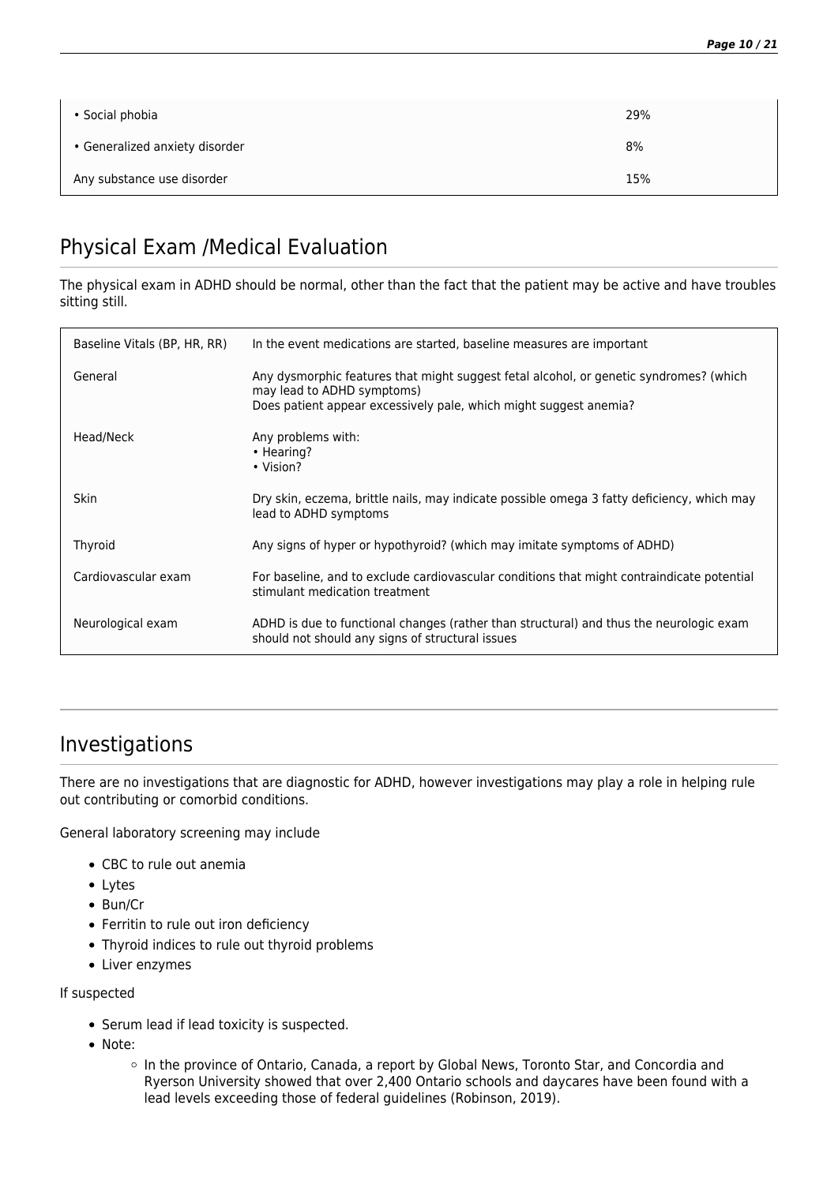| | |
|---|---|
| • Social phobia | 29% |
| • Generalized anxiety disorder | 8% |
| Any substance use disorder | 15% |

## Physical Exam /Medical Evaluation

The physical exam in ADHD should be normal, other than the fact that the patient may be active and have troubles sitting still.

| | |
|---|---|
| Baseline Vitals (BP, HR, RR) | In the event medications are started, baseline measures are important |
| General | Any dysmorphic features that might suggest fetal alcohol, or genetic syndromes? (which may lead to ADHD symptoms)<br>Does patient appear excessively pale, which might suggest anemia? |
| Head/Neck | Any problems with:<br>• Hearing?<br>• Vision? |
| Skin | Dry skin, eczema, brittle nails, may indicate possible omega 3 fatty deficiency, which may lead to ADHD symptoms |
| Thyroid | Any signs of hyper or hypothyroid? (which may imitate symptoms of ADHD) |
| Cardiovascular exam | For baseline, and to exclude cardiovascular conditions that might contraindicate potential stimulant medication treatment |
| Neurological exam | ADHD is due to functional changes (rather than structural) and thus the neurologic exam should not should any signs of structural issues |

## Investigations

There are no investigations that are diagnostic for ADHD, however investigations may play a role in helping rule out contributing or comorbid conditions.

General laboratory screening may include

- CBC to rule out anemia
- Lytes
- Bun/Cr
- Ferritin to rule out iron deficiency
- Thyroid indices to rule out thyroid problems
- Liver enzymes

If suspected

- Serum lead if lead toxicity is suspected.
- Note:
  - In the province of Ontario, Canada, a report by Global News, Toronto Star, and Concordia and Ryerson University showed that over 2,400 Ontario schools and daycares have been found with a lead levels exceeding those of federal guidelines (Robinson, 2019).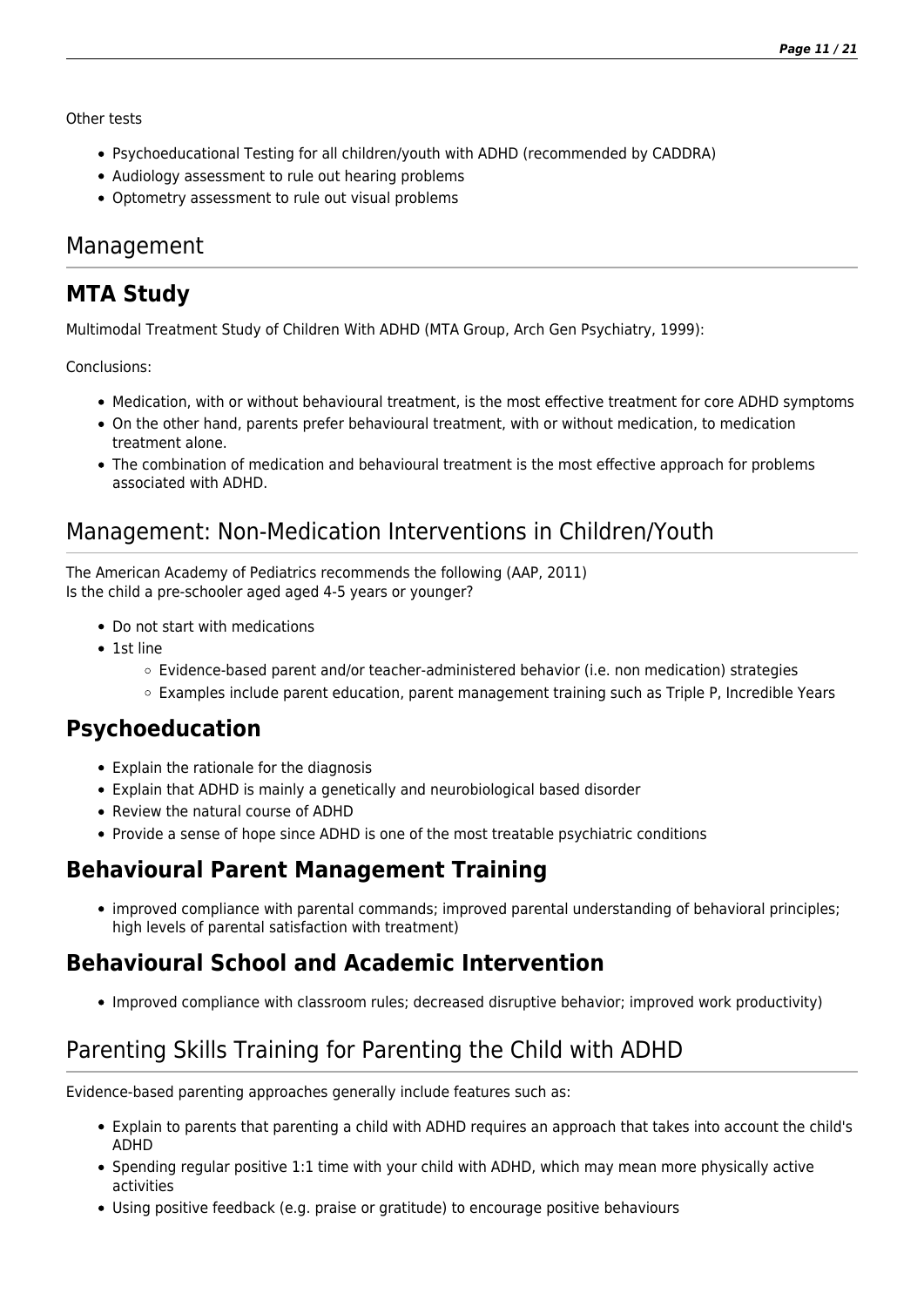Other tests

- Psychoeducational Testing for all children/youth with ADHD (recommended by CADDRA)
- Audiology assessment to rule out hearing problems
- Optometry assessment to rule out visual problems

# Management

## MTA Study

Multimodal Treatment Study of Children With ADHD (MTA Group, Arch Gen Psychiatry, 1999):

Conclusions:

- Medication, with or without behavioural treatment, is the most effective treatment for core ADHD symptoms
- On the other hand, parents prefer behavioural treatment, with or without medication, to medication treatment alone.
- The combination of medication and behavioural treatment is the most effective approach for problems associated with ADHD.

# Management: Non-Medication Interventions in Children/Youth

The American Academy of Pediatrics recommends the following (AAP, 2011)
Is the child a pre-schooler aged aged 4-5 years or younger?

- Do not start with medications
- 1st line
  - Evidence-based parent and/or teacher-administered behavior (i.e. non medication) strategies
  - Examples include parent education, parent management training such as Triple P, Incredible Years

## Psychoeducation

- Explain the rationale for the diagnosis
- Explain that ADHD is mainly a genetically and neurobiological based disorder
- Review the natural course of ADHD
- Provide a sense of hope since ADHD is one of the most treatable psychiatric conditions

## Behavioural Parent Management Training

- improved compliance with parental commands; improved parental understanding of behavioral principles; high levels of parental satisfaction with treatment)

## Behavioural School and Academic Intervention

- Improved compliance with classroom rules; decreased disruptive behavior; improved work productivity)

# Parenting Skills Training for Parenting the Child with ADHD

Evidence-based parenting approaches generally include features such as:

- Explain to parents that parenting a child with ADHD requires an approach that takes into account the child's ADHD
- Spending regular positive 1:1 time with your child with ADHD, which may mean more physically active activities
- Using positive feedback (e.g. praise or gratitude) to encourage positive behaviours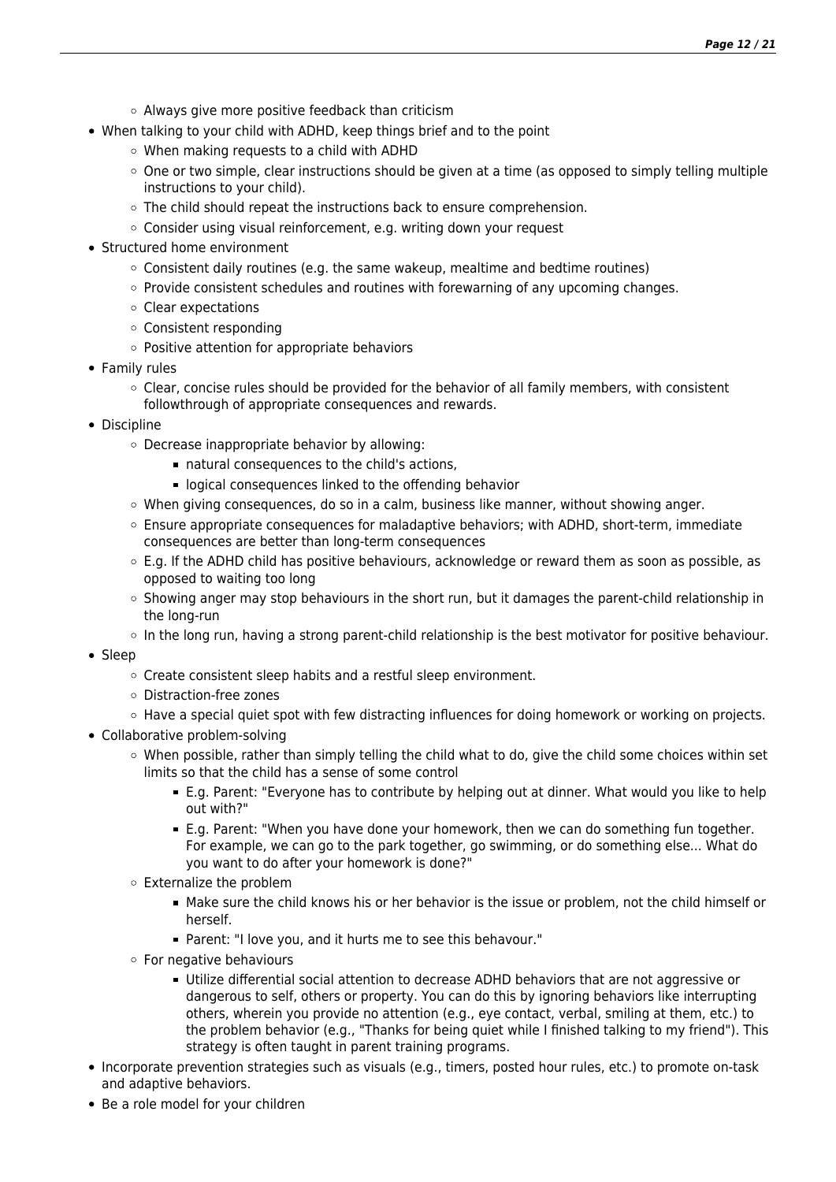- Always give more positive feedback than criticism
- When talking to your child with ADHD, keep things brief and to the point
    - When making requests to a child with ADHD
    - One or two simple, clear instructions should be given at a time (as opposed to simply telling multiple instructions to your child).
    - The child should repeat the instructions back to ensure comprehension.
    - Consider using visual reinforcement, e.g. writing down your request
- Structured home environment
    - Consistent daily routines (e.g. the same wakeup, mealtime and bedtime routines)
    - Provide consistent schedules and routines with forewarning of any upcoming changes.
    - Clear expectations
    - Consistent responding
    - Positive attention for appropriate behaviors
- Family rules
    - Clear, concise rules should be provided for the behavior of all family members, with consistent followthrough of appropriate consequences and rewards.
- Discipline
    - Decrease inappropriate behavior by allowing:
        - natural consequences to the child's actions,
        - logical consequences linked to the offending behavior
    - When giving consequences, do so in a calm, business like manner, without showing anger.
    - Ensure appropriate consequences for maladaptive behaviors; with ADHD, short-term, immediate consequences are better than long-term consequences
    - E.g. If the ADHD child has positive behaviours, acknowledge or reward them as soon as possible, as opposed to waiting too long
    - Showing anger may stop behaviours in the short run, but it damages the parent-child relationship in the long-run
    - In the long run, having a strong parent-child relationship is the best motivator for positive behaviour.
- Sleep
    - Create consistent sleep habits and a restful sleep environment.
    - Distraction-free zones
    - Have a special quiet spot with few distracting influences for doing homework or working on projects.
- Collaborative problem-solving
    - When possible, rather than simply telling the child what to do, give the child some choices within set limits so that the child has a sense of some control
        - E.g. Parent: "Everyone has to contribute by helping out at dinner. What would you like to help out with?"
        - E.g. Parent: "When you have done your homework, then we can do something fun together. For example, we can go to the park together, go swimming, or do something else... What do you want to do after your homework is done?"
    - Externalize the problem
        - Make sure the child knows his or her behavior is the issue or problem, not the child himself or herself.
        - Parent: "I love you, and it hurts me to see this behavour."
    - For negative behaviours
        - Utilize differential social attention to decrease ADHD behaviors that are not aggressive or dangerous to self, others or property. You can do this by ignoring behaviors like interrupting others, wherein you provide no attention (e.g., eye contact, verbal, smiling at them, etc.) to the problem behavior (e.g., "Thanks for being quiet while I finished talking to my friend"). This strategy is often taught in parent training programs.
- Incorporate prevention strategies such as visuals (e.g., timers, posted hour rules, etc.) to promote on-task and adaptive behaviors.
- Be a role model for your children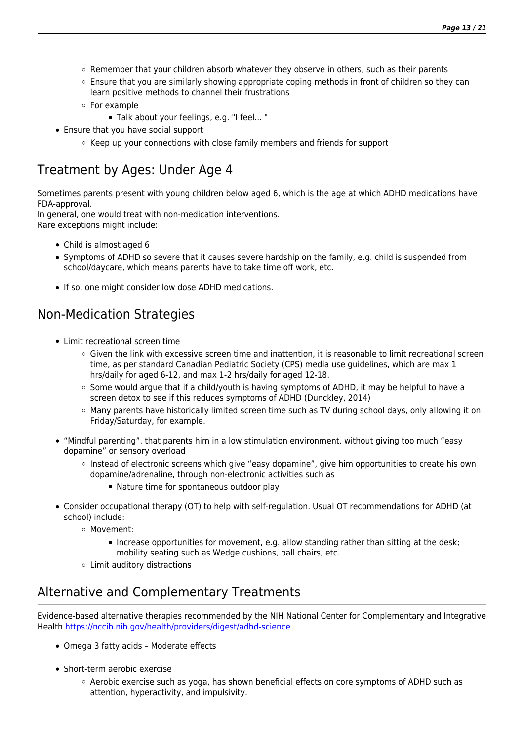- Remember that your children absorb whatever they observe in others, such as their parents
  - Ensure that you are similarly showing appropriate coping methods in front of children so they can learn positive methods to channel their frustrations
  - For example
    - Talk about your feelings, e.g. "I feel... "
- Ensure that you have social support
  - Keep up your connections with close family members and friends for support

## Treatment by Ages: Under Age 4

Sometimes parents present with young children below aged 6, which is the age at which ADHD medications have FDA-approval.
In general, one would treat with non-medication interventions.
Rare exceptions might include:

- Child is almost aged 6
- Symptoms of ADHD so severe that it causes severe hardship on the family, e.g. child is suspended from school/daycare, which means parents have to take time off work, etc.
- If so, one might consider low dose ADHD medications.

## Non-Medication Strategies

- Limit recreational screen time
  - Given the link with excessive screen time and inattention, it is reasonable to limit recreational screen time, as per standard Canadian Pediatric Society (CPS) media use guidelines, which are max 1 hrs/daily for aged 6-12, and max 1-2 hrs/daily for aged 12-18.
  - Some would argue that if a child/youth is having symptoms of ADHD, it may be helpful to have a screen detox to see if this reduces symptoms of ADHD (Dunckley, 2014)
  - Many parents have historically limited screen time such as TV during school days, only allowing it on Friday/Saturday, for example.
- "Mindful parenting", that parents him in a low stimulation environment, without giving too much "easy dopamine" or sensory overload
  - Instead of electronic screens which give "easy dopamine", give him opportunities to create his own dopamine/adrenaline, through non-electronic activities such as
    - Nature time for spontaneous outdoor play
- Consider occupational therapy (OT) to help with self-regulation. Usual OT recommendations for ADHD (at school) include:
  - Movement:
    - Increase opportunities for movement, e.g. allow standing rather than sitting at the desk; mobility seating such as Wedge cushions, ball chairs, etc.
  - Limit auditory distractions

## Alternative and Complementary Treatments

Evidence-based alternative therapies recommended by the NIH National Center for Complementary and Integrative Health https://nccih.nih.gov/health/providers/digest/adhd-science

- Omega 3 fatty acids – Moderate effects
- Short-term aerobic exercise
  - Aerobic exercise such as yoga, has shown beneficial effects on core symptoms of ADHD such as attention, hyperactivity, and impulsivity.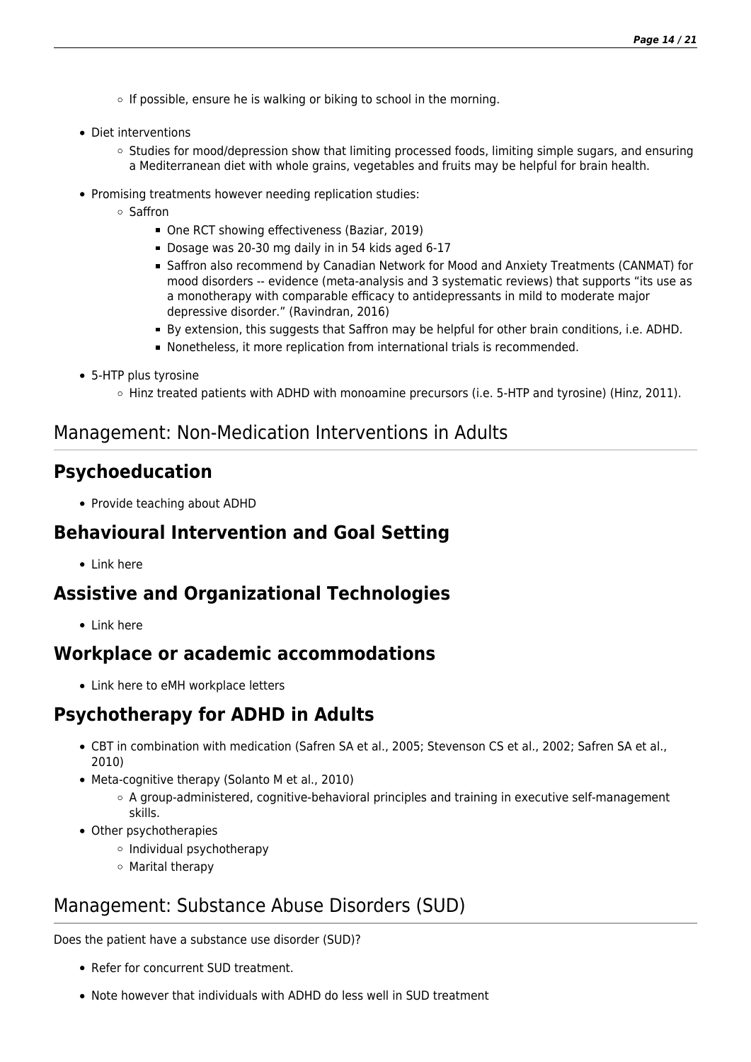- If possible, ensure he is walking or biking to school in the morning.
- Diet interventions
    - Studies for mood/depression show that limiting processed foods, limiting simple sugars, and ensuring a Mediterranean diet with whole grains, vegetables and fruits may be helpful for brain health.
- Promising treatments however needing replication studies:
    - Saffron
        - One RCT showing effectiveness (Baziar, 2019)
        - Dosage was 20-30 mg daily in in 54 kids aged 6-17
        - Saffron also recommend by Canadian Network for Mood and Anxiety Treatments (CANMAT) for mood disorders -- evidence (meta-analysis and 3 systematic reviews) that supports "its use as a monotherapy with comparable efficacy to antidepressants in mild to moderate major depressive disorder." (Ravindran, 2016)
        - By extension, this suggests that Saffron may be helpful for other brain conditions, i.e. ADHD.
        - Nonetheless, it more replication from international trials is recommended.
- 5-HTP plus tyrosine
    - Hinz treated patients with ADHD with monoamine precursors (i.e. 5-HTP and tyrosine) (Hinz, 2011).

# Management: Non-Medication Interventions in Adults

## Psychoeducation

- Provide teaching about ADHD

## Behavioural Intervention and Goal Setting

- Link here

## Assistive and Organizational Technologies

- Link here

## Workplace or academic accommodations

- Link here to eMH workplace letters

## Psychotherapy for ADHD in Adults

- CBT in combination with medication (Safren SA et al., 2005; Stevenson CS et al., 2002; Safren SA et al., 2010)
- Meta-cognitive therapy (Solanto M et al., 2010)
    - A group-administered, cognitive-behavioral principles and training in executive self-management skills.
- Other psychotherapies
    - Individual psychotherapy
    - Marital therapy

# Management: Substance Abuse Disorders (SUD)

Does the patient have a substance use disorder (SUD)?

- Refer for concurrent SUD treatment.
- Note however that individuals with ADHD do less well in SUD treatment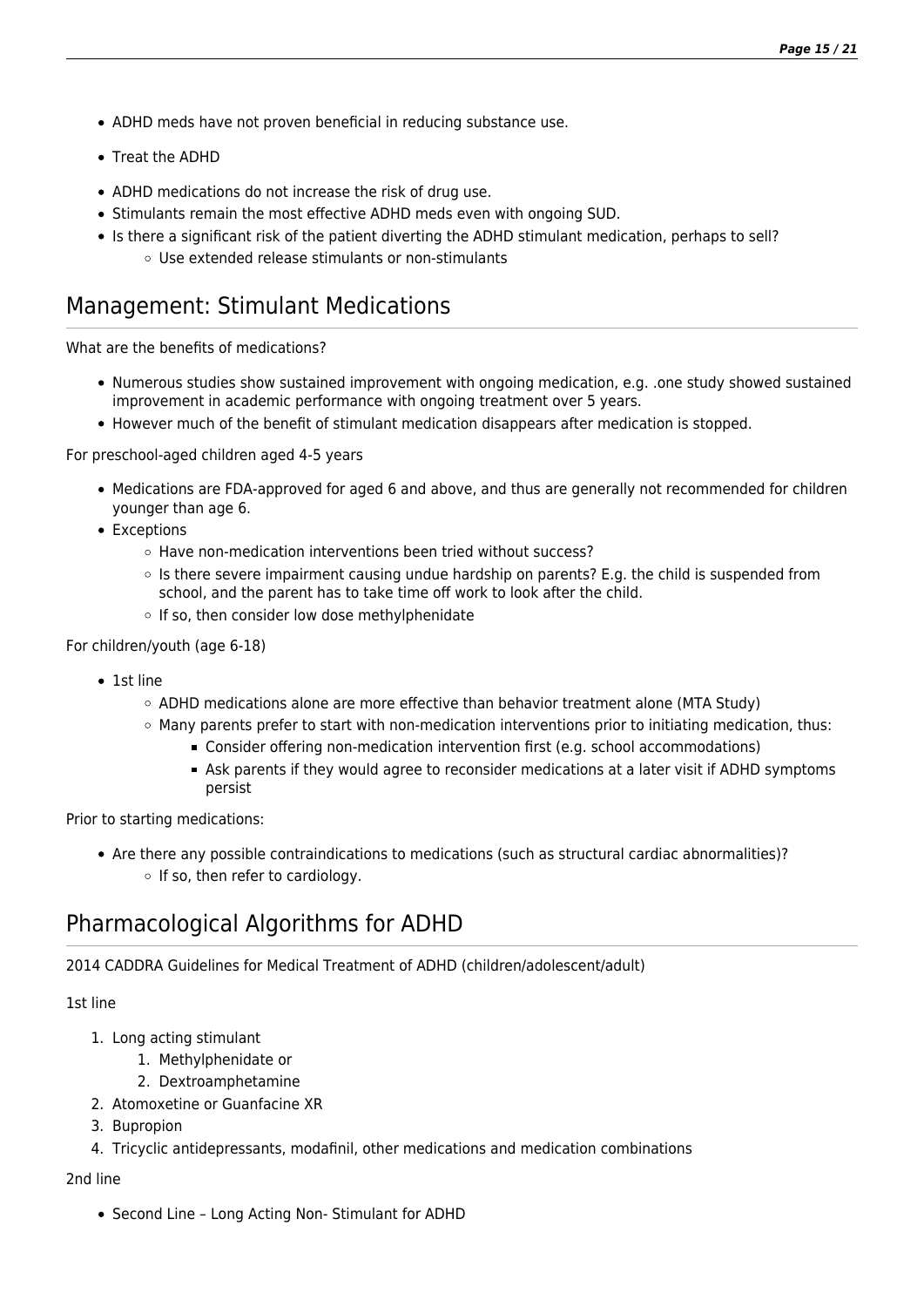- ADHD meds have not proven beneficial in reducing substance use.
- Treat the ADHD
- ADHD medications do not increase the risk of drug use.
- Stimulants remain the most effective ADHD meds even with ongoing SUD.
- Is there a significant risk of the patient diverting the ADHD stimulant medication, perhaps to sell?
  - Use extended release stimulants or non-stimulants

## Management: Stimulant Medications

What are the benefits of medications?

- Numerous studies show sustained improvement with ongoing medication, e.g. .one study showed sustained improvement in academic performance with ongoing treatment over 5 years.
- However much of the benefit of stimulant medication disappears after medication is stopped.

For preschool-aged children aged 4-5 years

- Medications are FDA-approved for aged 6 and above, and thus are generally not recommended for children younger than age 6.
- Exceptions
  - Have non-medication interventions been tried without success?
  - Is there severe impairment causing undue hardship on parents? E.g. the child is suspended from school, and the parent has to take time off work to look after the child.
  - If so, then consider low dose methylphenidate

For children/youth (age 6-18)

- 1st line
  - ADHD medications alone are more effective than behavior treatment alone (MTA Study)
  - Many parents prefer to start with non-medication interventions prior to initiating medication, thus:
    - Consider offering non-medication intervention first (e.g. school accommodations)
    - Ask parents if they would agree to reconsider medications at a later visit if ADHD symptoms persist

Prior to starting medications:

- Are there any possible contraindications to medications (such as structural cardiac abnormalities)?
  - If so, then refer to cardiology.

## Pharmacological Algorithms for ADHD

2014 CADDRA Guidelines for Medical Treatment of ADHD (children/adolescent/adult)

1st line

1. Long acting stimulant
   1. Methylphenidate or
   2. Dextroamphetamine
2. Atomoxetine or Guanfacine XR
3. Bupropion
4. Tricyclic antidepressants, modafinil, other medications and medication combinations

2nd line

- Second Line – Long Acting Non- Stimulant for ADHD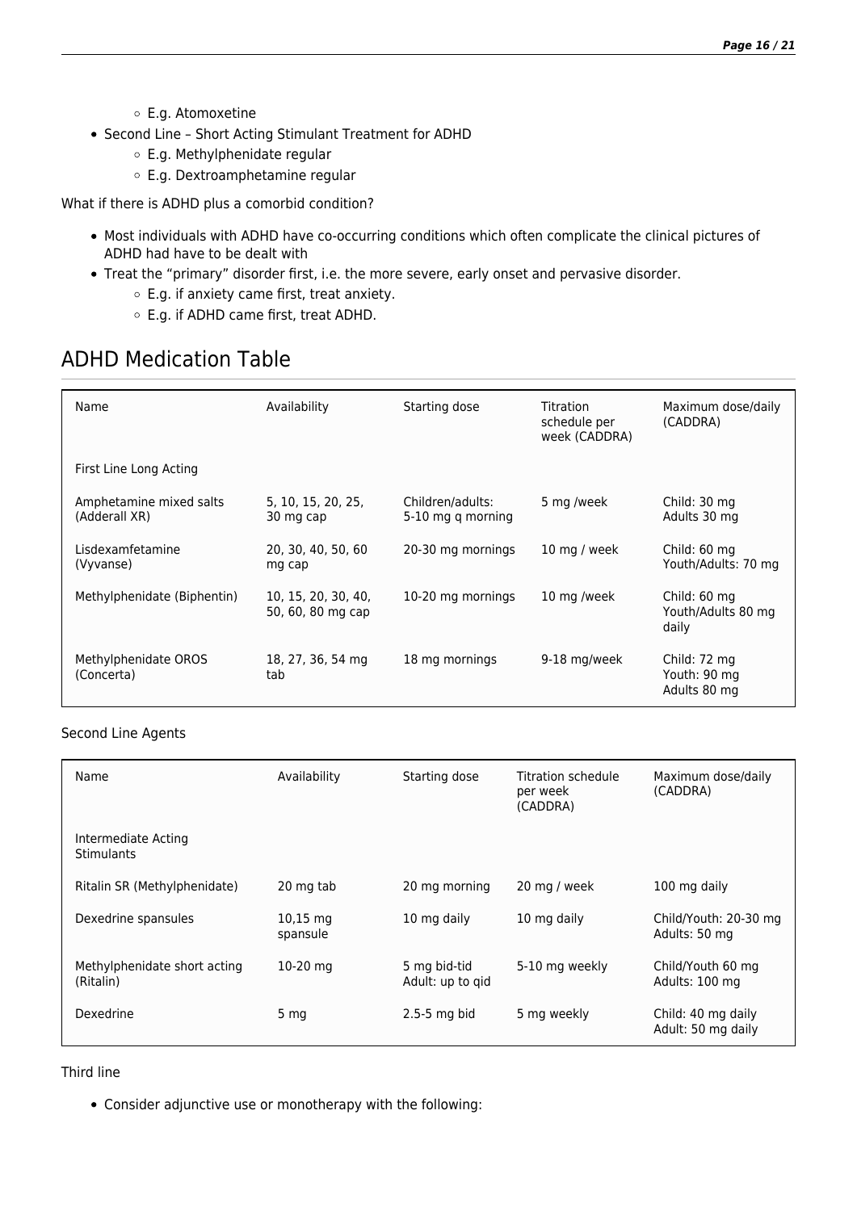- E.g. Atomoxetine
- Second Line – Short Acting Stimulant Treatment for ADHD
    - E.g. Methylphenidate regular
    - E.g. Dextroamphetamine regular

What if there is ADHD plus a comorbid condition?

- Most individuals with ADHD have co-occurring conditions which often complicate the clinical pictures of ADHD had have to be dealt with
- Treat the "primary" disorder first, i.e. the more severe, early onset and pervasive disorder.
    - E.g. if anxiety came first, treat anxiety.
    - E.g. if ADHD came first, treat ADHD.

## ADHD Medication Table

| Name | Availability | Starting dose | Titration schedule per week (CADDRA) | Maximum dose/daily (CADDRA) |
| --- | --- | --- | --- | --- |
| First Line Long Acting | | | | |
| Amphetamine mixed salts (Adderall XR) | 5, 10, 15, 20, 25, 30 mg cap | Children/adults: 5-10 mg q morning | 5 mg /week | Child: 30 mg Adults 30 mg |
| Lisdexamfetamine (Vyvanse) | 20, 30, 40, 50, 60 mg cap | 20-30 mg mornings | 10 mg / week | Child: 60 mg Youth/Adults: 70 mg |
| Methylphenidate (Biphentin) | 10, 15, 20, 30, 40, 50, 60, 80 mg cap | 10-20 mg mornings | 10 mg /week | Child: 60 mg Youth/Adults 80 mg daily |
| Methylphenidate OROS (Concerta) | 18, 27, 36, 54 mg tab | 18 mg mornings | 9-18 mg/week | Child: 72 mg Youth: 90 mg Adults 80 mg |

Second Line Agents

| Name | Availability | Starting dose | Titration schedule per week (CADDRA) | Maximum dose/daily (CADDRA) |
| --- | --- | --- | --- | --- |
| Intermediate Acting Stimulants | | | | |
| Ritalin SR (Methylphenidate) | 20 mg tab | 20 mg morning | 20 mg / week | 100 mg daily |
| Dexedrine spansules | 10,15 mg spansule | 10 mg daily | 10 mg daily | Child/Youth: 20-30 mg Adults: 50 mg |
| Methylphenidate short acting (Ritalin) | 10-20 mg | 5 mg bid-tid Adult: up to qid | 5-10 mg weekly | Child/Youth 60 mg Adults: 100 mg |
| Dexedrine | 5 mg | 2.5-5 mg bid | 5 mg weekly | Child: 40 mg daily Adult: 50 mg daily |

Third line

- Consider adjunctive use or monotherapy with the following: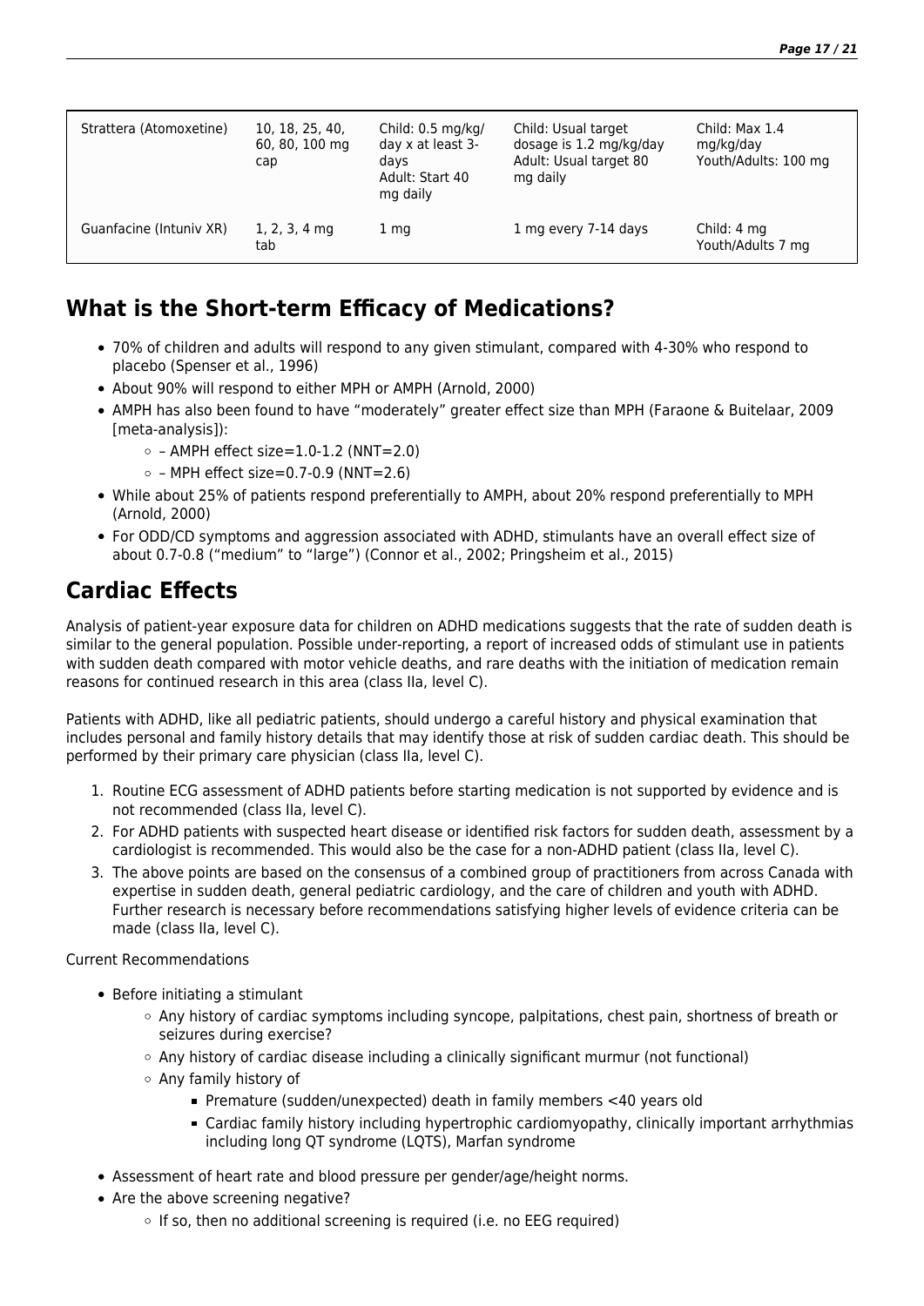| Strattera (Atomoxetine) | 10, 18, 25, 40, 60, 80, 100 mg cap | Child: 0.5 mg/kg/day x at least 3-days<br>Adult: Start 40 mg daily | Child: Usual target dosage is 1.2 mg/kg/day<br>Adult: Usual target 80 mg daily | Child: Max 1.4 mg/kg/day<br>Youth/Adults: 100 mg |
|---|---|---|---|---|
| Guanfacine (Intuniv XR) | 1, 2, 3, 4 mg tab | 1 mg | 1 mg every 7-14 days | Child: 4 mg<br>Youth/Adults 7 mg |

## What is the Short-term Efficacy of Medications?

- 70% of children and adults will respond to any given stimulant, compared with 4-30% who respond to placebo (Spenser et al., 1996)
- About 90% will respond to either MPH or AMPH (Arnold, 2000)
- AMPH has also been found to have "moderately" greater effect size than MPH (Faraone & Buitelaar, 2009 [meta-analysis]):
  - – AMPH effect size=1.0-1.2 (NNT=2.0)
  - – MPH effect size=0.7-0.9 (NNT=2.6)
- While about 25% of patients respond preferentially to AMPH, about 20% respond preferentially to MPH (Arnold, 2000)
- For ODD/CD symptoms and aggression associated with ADHD, stimulants have an overall effect size of about 0.7-0.8 ("medium" to "large") (Connor et al., 2002; Pringsheim et al., 2015)

## Cardiac Effects

Analysis of patient-year exposure data for children on ADHD medications suggests that the rate of sudden death is similar to the general population. Possible under-reporting, a report of increased odds of stimulant use in patients with sudden death compared with motor vehicle deaths, and rare deaths with the initiation of medication remain reasons for continued research in this area (class IIa, level C).

Patients with ADHD, like all pediatric patients, should undergo a careful history and physical examination that includes personal and family history details that may identify those at risk of sudden cardiac death. This should be performed by their primary care physician (class IIa, level C).

1. Routine ECG assessment of ADHD patients before starting medication is not supported by evidence and is not recommended (class IIa, level C).
2. For ADHD patients with suspected heart disease or identified risk factors for sudden death, assessment by a cardiologist is recommended. This would also be the case for a non-ADHD patient (class IIa, level C).
3. The above points are based on the consensus of a combined group of practitioners from across Canada with expertise in sudden death, general pediatric cardiology, and the care of children and youth with ADHD. Further research is necessary before recommendations satisfying higher levels of evidence criteria can be made (class IIa, level C).

Current Recommendations

- Before initiating a stimulant
  - Any history of cardiac symptoms including syncope, palpitations, chest pain, shortness of breath or seizures during exercise?
  - Any history of cardiac disease including a clinically significant murmur (not functional)
  - Any family history of
    - Premature (sudden/unexpected) death in family members <40 years old
    - Cardiac family history including hypertrophic cardiomyopathy, clinically important arrhythmias including long QT syndrome (LQTS), Marfan syndrome
- Assessment of heart rate and blood pressure per gender/age/height norms.
- Are the above screening negative?
  - If so, then no additional screening is required (i.e. no EEG required)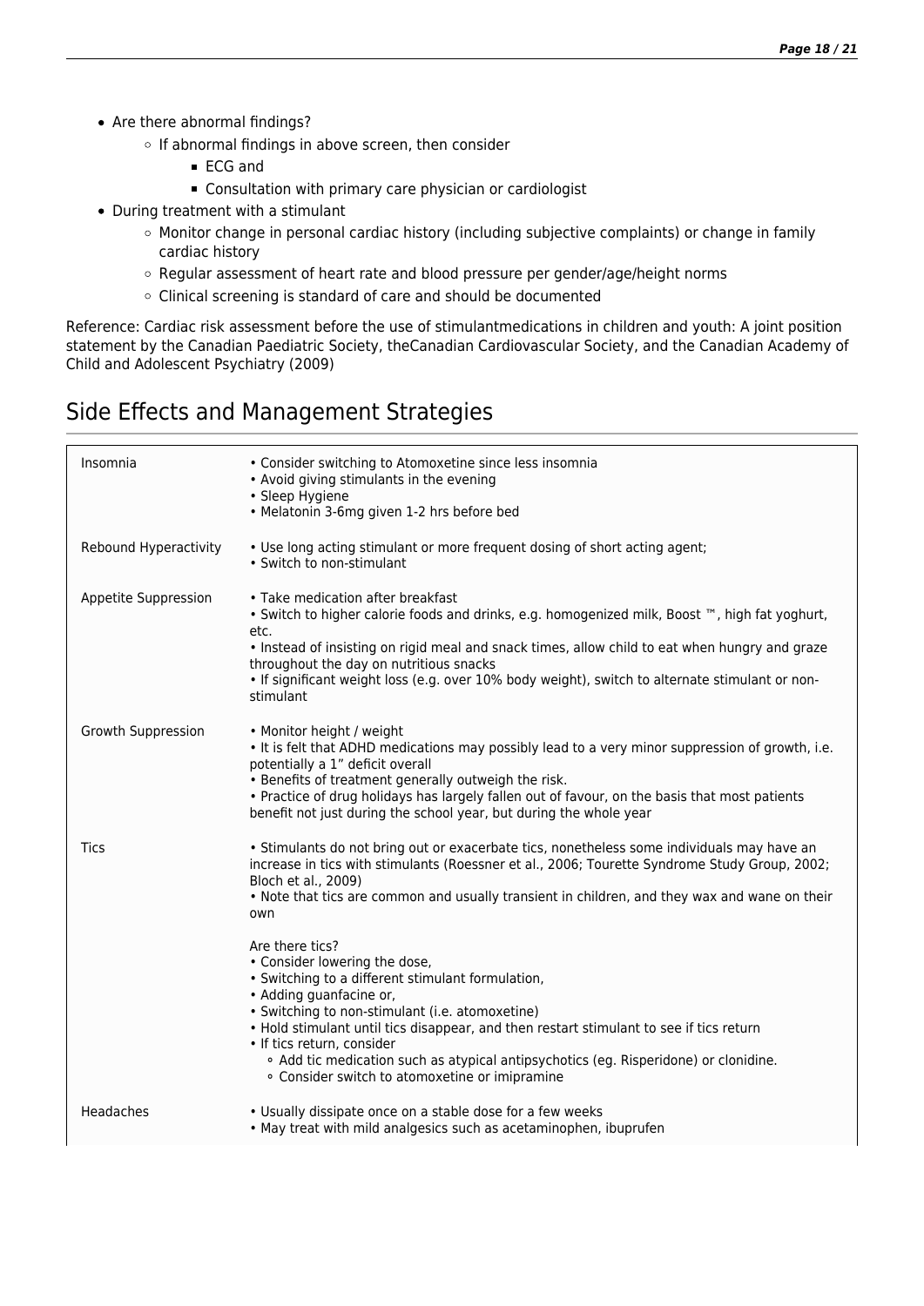- Are there abnormal findings?
  - If abnormal findings in above screen, then consider
    - ECG and
    - Consultation with primary care physician or cardiologist
- During treatment with a stimulant
  - Monitor change in personal cardiac history (including subjective complaints) or change in family cardiac history
  - Regular assessment of heart rate and blood pressure per gender/age/height norms
  - Clinical screening is standard of care and should be documented

Reference: Cardiac risk assessment before the use of stimulantmedications in children and youth: A joint position statement by the Canadian Paediatric Society, theCanadian Cardiovascular Society, and the Canadian Academy of Child and Adolescent Psychiatry (2009)

## Side Effects and Management Strategies

| | |
|---|---|
| Insomnia | • Consider switching to Atomoxetine since less insomnia<br>• Avoid giving stimulants in the evening<br>• Sleep Hygiene<br>• Melatonin 3-6mg given 1-2 hrs before bed |
| Rebound Hyperactivity | • Use long acting stimulant or more frequent dosing of short acting agent;<br>• Switch to non-stimulant |
| Appetite Suppression | • Take medication after breakfast<br>• Switch to higher calorie foods and drinks, e.g. homogenized milk, Boost ™, high fat yoghurt, etc.<br>• Instead of insisting on rigid meal and snack times, allow child to eat when hungry and graze throughout the day on nutritious snacks<br>• If significant weight loss (e.g. over 10% body weight), switch to alternate stimulant or non-stimulant |
| Growth Suppression | • Monitor height / weight<br>• It is felt that ADHD medications may possibly lead to a very minor suppression of growth, i.e. potentially a 1" deficit overall<br>• Benefits of treatment generally outweigh the risk.<br>• Practice of drug holidays has largely fallen out of favour, on the basis that most patients benefit not just during the school year, but during the whole year |
| Tics | • Stimulants do not bring out or exacerbate tics, nonetheless some individuals may have an increase in tics with stimulants (Roessner et al., 2006; Tourette Syndrome Study Group, 2002; Bloch et al., 2009)<br>• Note that tics are common and usually transient in children, and they wax and wane on their own<br><br>Are there tics?<br>• Consider lowering the dose,<br>• Switching to a different stimulant formulation,<br>• Adding guanfacine or,<br>• Switching to non-stimulant (i.e. atomoxetine)<br>• Hold stimulant until tics disappear, and then restart stimulant to see if tics return<br>• If tics return, consider<br>&nbsp;&nbsp;◦ Add tic medication such as atypical antipsychotics (eg. Risperidone) or clonidine.<br>&nbsp;&nbsp;◦ Consider switch to atomoxetine or imipramine |
| Headaches | • Usually dissipate once on a stable dose for a few weeks<br>• May treat with mild analgesics such as acetaminophen, ibuprofen |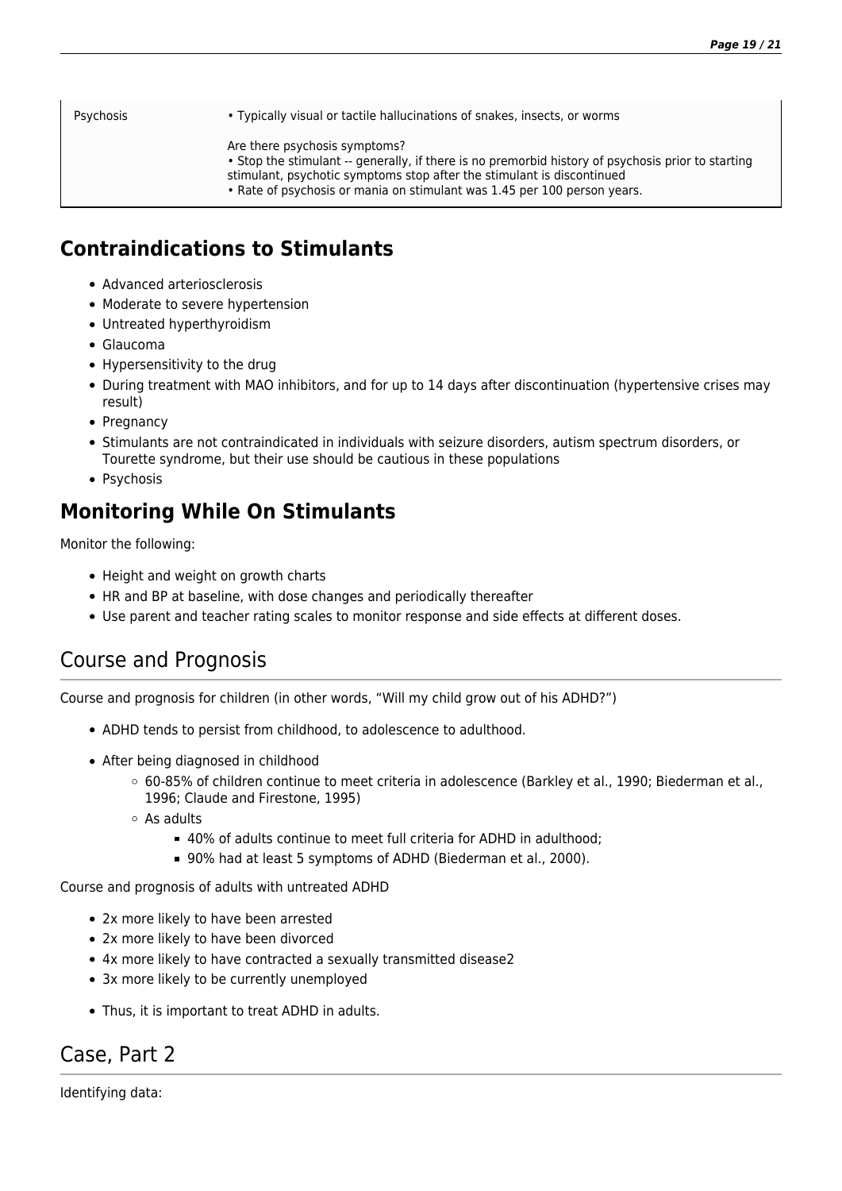| Psychosis | • Typically visual or tactile hallucinations of snakes, insects, or worms<br><br>Are there psychosis symptoms?<br>• Stop the stimulant -- generally, if there is no premorbid history of psychosis prior to starting stimulant, psychotic symptoms stop after the stimulant is discontinued<br>• Rate of psychosis or mania on stimulant was 1.45 per 100 person years. |
|---|---|

## Contraindications to Stimulants

- Advanced arteriosclerosis
- Moderate to severe hypertension
- Untreated hyperthyroidism
- Glaucoma
- Hypersensitivity to the drug
- During treatment with MAO inhibitors, and for up to 14 days after discontinuation (hypertensive crises may result)
- Pregnancy
- Stimulants are not contraindicated in individuals with seizure disorders, autism spectrum disorders, or Tourette syndrome, but their use should be cautious in these populations
- Psychosis

## Monitoring While On Stimulants

Monitor the following:

- Height and weight on growth charts
- HR and BP at baseline, with dose changes and periodically thereafter
- Use parent and teacher rating scales to monitor response and side effects at different doses.

## Course and Prognosis

Course and prognosis for children (in other words, "Will my child grow out of his ADHD?")

- ADHD tends to persist from childhood, to adolescence to adulthood.
- After being diagnosed in childhood
  - 60-85% of children continue to meet criteria in adolescence (Barkley et al., 1990; Biederman et al., 1996; Claude and Firestone, 1995)
  - As adults
    - 40% of adults continue to meet full criteria for ADHD in adulthood;
    - 90% had at least 5 symptoms of ADHD (Biederman et al., 2000).

Course and prognosis of adults with untreated ADHD

- 2x more likely to have been arrested
- 2x more likely to have been divorced
- 4x more likely to have contracted a sexually transmitted disease2
- 3x more likely to be currently unemployed
- Thus, it is important to treat ADHD in adults.

## Case, Part 2

Identifying data: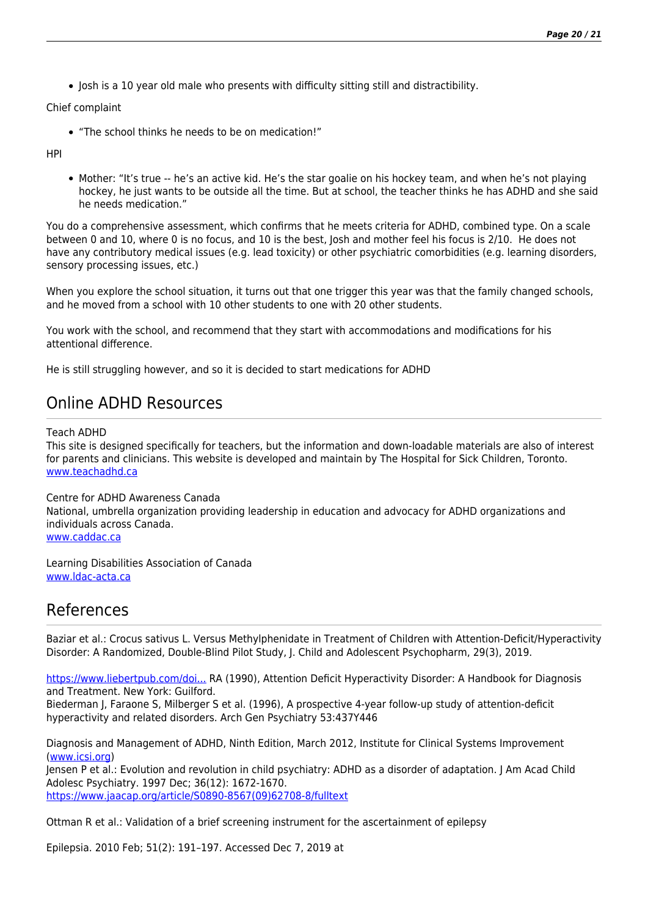- Josh is a 10 year old male who presents with difficulty sitting still and distractibility.

Chief complaint

- "The school thinks he needs to be on medication!"

HPI

- Mother: "It's true -- he's an active kid. He's the star goalie on his hockey team, and when he's not playing hockey, he just wants to be outside all the time. But at school, the teacher thinks he has ADHD and she said he needs medication."

You do a comprehensive assessment, which confirms that he meets criteria for ADHD, combined type. On a scale between 0 and 10, where 0 is no focus, and 10 is the best, Josh and mother feel his focus is 2/10. He does not have any contributory medical issues (e.g. lead toxicity) or other psychiatric comorbidities (e.g. learning disorders, sensory processing issues, etc.)

When you explore the school situation, it turns out that one trigger this year was that the family changed schools, and he moved from a school with 10 other students to one with 20 other students.

You work with the school, and recommend that they start with accommodations and modifications for his attentional difference.

He is still struggling however, and so it is decided to start medications for ADHD

## Online ADHD Resources

Teach ADHD
This site is designed specifically for teachers, but the information and down-loadable materials are also of interest for parents and clinicians. This website is developed and maintain by The Hospital for Sick Children, Toronto.
[www.teachadhd.ca](http://www.teachadhd.ca)

Centre for ADHD Awareness Canada
National, umbrella organization providing leadership in education and advocacy for ADHD organizations and individuals across Canada.
[www.caddac.ca](http://www.caddac.ca)

Learning Disabilities Association of Canada
[www.ldac-acta.ca](http://www.ldac-acta.ca)

## References

Baziar et al.: Crocus sativus L. Versus Methylphenidate in Treatment of Children with Attention-Deficit/Hyperactivity Disorder: A Randomized, Double-Blind Pilot Study, J. Child and Adolescent Psychopharm, 29(3), 2019.

[https://www.liebertpub.com/doi...](https://www.liebertpub.com/doi...) RA (1990), Attention Deficit Hyperactivity Disorder: A Handbook for Diagnosis and Treatment. New York: Guilford.
Biederman J, Faraone S, Milberger S et al. (1996), A prospective 4-year follow-up study of attention-deficit hyperactivity and related disorders. Arch Gen Psychiatry 53:437Y446

Diagnosis and Management of ADHD, Ninth Edition, March 2012, Institute for Clinical Systems Improvement ([www.icsi.org](http://www.icsi.org))
Jensen P et al.: Evolution and revolution in child psychiatry: ADHD as a disorder of adaptation. J Am Acad Child Adolesc Psychiatry. 1997 Dec; 36(12): 1672-1670.
[https://www.jaacap.org/article/S0890-8567(09)62708-8/fulltext](https://www.jaacap.org/article/S0890-8567(09)62708-8/fulltext)

Ottman R et al.: Validation of a brief screening instrument for the ascertainment of epilepsy

Epilepsia. 2010 Feb; 51(2): 191–197. Accessed Dec 7, 2019 at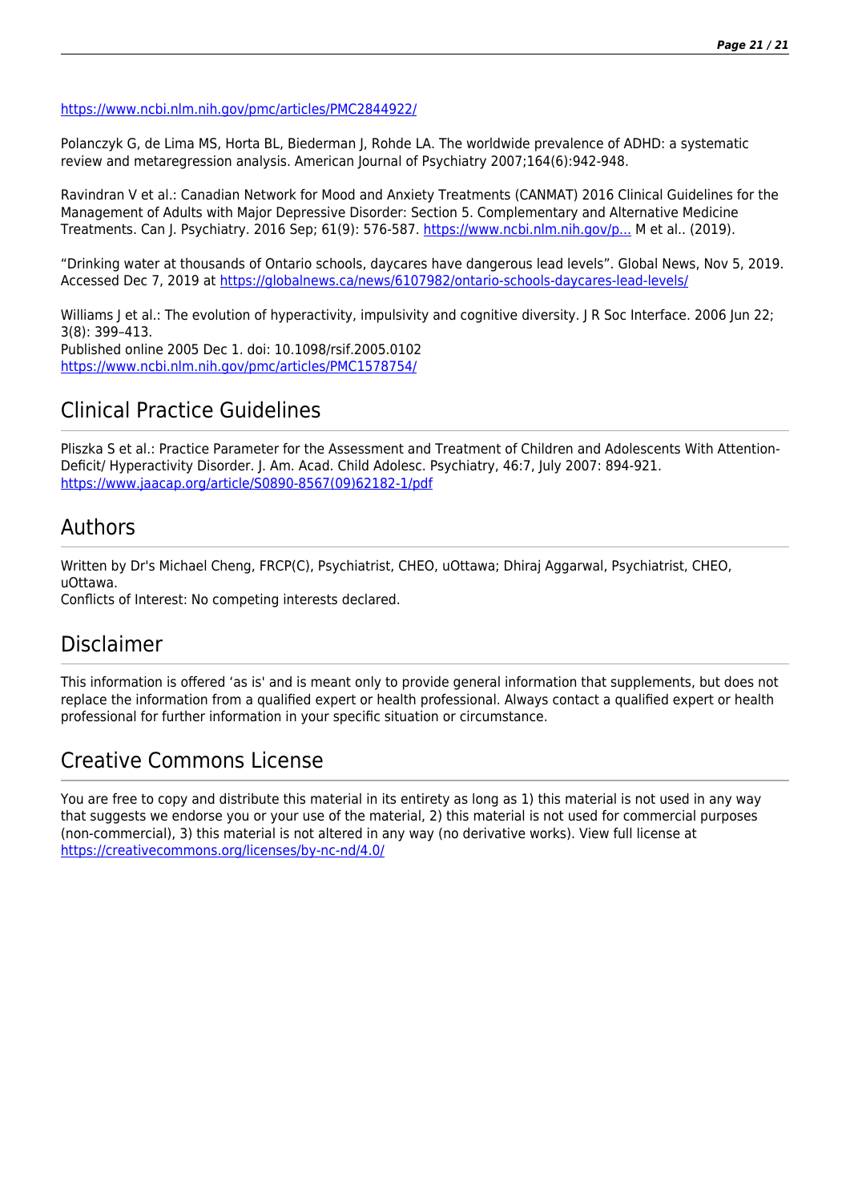https://www.ncbi.nlm.nih.gov/pmc/articles/PMC2844922/

Polanczyk G, de Lima MS, Horta BL, Biederman J, Rohde LA. The worldwide prevalence of ADHD: a systematic review and metaregression analysis. American Journal of Psychiatry 2007;164(6):942-948.

Ravindran V et al.: Canadian Network for Mood and Anxiety Treatments (CANMAT) 2016 Clinical Guidelines for the Management of Adults with Major Depressive Disorder: Section 5. Complementary and Alternative Medicine Treatments. Can J. Psychiatry. 2016 Sep; 61(9): 576-587. https://www.ncbi.nlm.nih.gov/p... M et al.. (2019).

"Drinking water at thousands of Ontario schools, daycares have dangerous lead levels". Global News, Nov 5, 2019. Accessed Dec 7, 2019 at https://globalnews.ca/news/6107982/ontario-schools-daycares-lead-levels/

Williams J et al.: The evolution of hyperactivity, impulsivity and cognitive diversity. J R Soc Interface. 2006 Jun 22; 3(8): 399–413.
Published online 2005 Dec 1. doi: 10.1098/rsif.2005.0102
https://www.ncbi.nlm.nih.gov/pmc/articles/PMC1578754/

## Clinical Practice Guidelines

Pliszka S et al.: Practice Parameter for the Assessment and Treatment of Children and Adolescents With Attention-Deficit/ Hyperactivity Disorder. J. Am. Acad. Child Adolesc. Psychiatry, 46:7, July 2007: 894-921.
https://www.jaacap.org/article/S0890-8567(09)62182-1/pdf

## Authors

Written by Dr's Michael Cheng, FRCP(C), Psychiatrist, CHEO, uOttawa; Dhiraj Aggarwal, Psychiatrist, CHEO, uOttawa.
Conflicts of Interest: No competing interests declared.

## Disclaimer

This information is offered 'as is' and is meant only to provide general information that supplements, but does not replace the information from a qualified expert or health professional. Always contact a qualified expert or health professional for further information in your specific situation or circumstance.

## Creative Commons License

You are free to copy and distribute this material in its entirety as long as 1) this material is not used in any way that suggests we endorse you or your use of the material, 2) this material is not used for commercial purposes (non-commercial), 3) this material is not altered in any way (no derivative works). View full license at https://creativecommons.org/licenses/by-nc-nd/4.0/